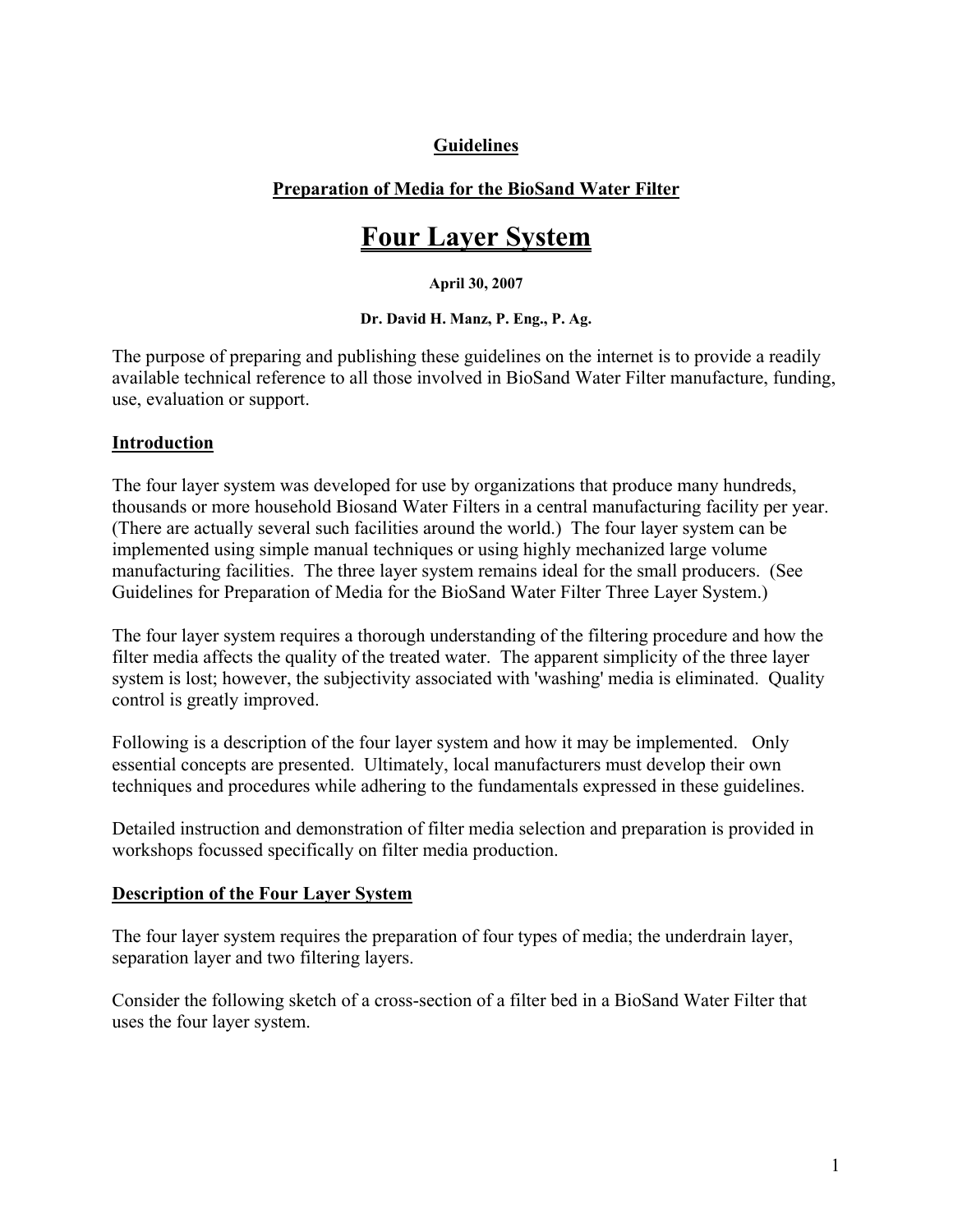**Guidelines**

**Preparation of Media for the BioSand Water Filter**

# Four Layer System

**April 30, 2007**

**Dr. David H. Manz, P. Eng., P. Ag.**

The purpose of preparing and publishing these guidelines on the internet is to provide a readily available technical reference to all those involved in BioSand Water Filter manufacture, funding, use, evaluation or support.

## Introduction

The four layer system was developed for use by organizations that produce many hundreds, thousands or more household Biosand Water Filters in a central manufacturing facility per year. (There are actually several such facilities around the world.) The four layer system can be implemented using simple manual techniques or using highly mechanized large volume manufacturing facilities. The three layer system remains ideal for the small producers. (See Guidelines for Preparation of Media for the BioSand Water Filter Three Layer System.)

The four layer system requires a thorough understanding of the filtering procedure and how the filter media affects the quality of the treated water. The apparent simplicity of the three layer system is lost; however, the subjectivity associated with 'washing' media is eliminated. Quality control is greatly improved.

Following is a description of the four layer system and how it may be implemented. Only essential concepts are presented. Ultimately, local manufacturers must develop their own techniques and procedures while adhering to the fundamentals expressed in these guidelines.

Detailed instruction and demonstration of filter media selection and preparation is provided in workshops focussed specifically on filter media production.

## Description of the Four Layer System

The four layer system requires the preparation of four types of media; the underdrain layer, separation layer and two filtering layers.

Consider the following sketch of a cross-section of a filter bed in a BioSand Water Filter that uses the four layer system.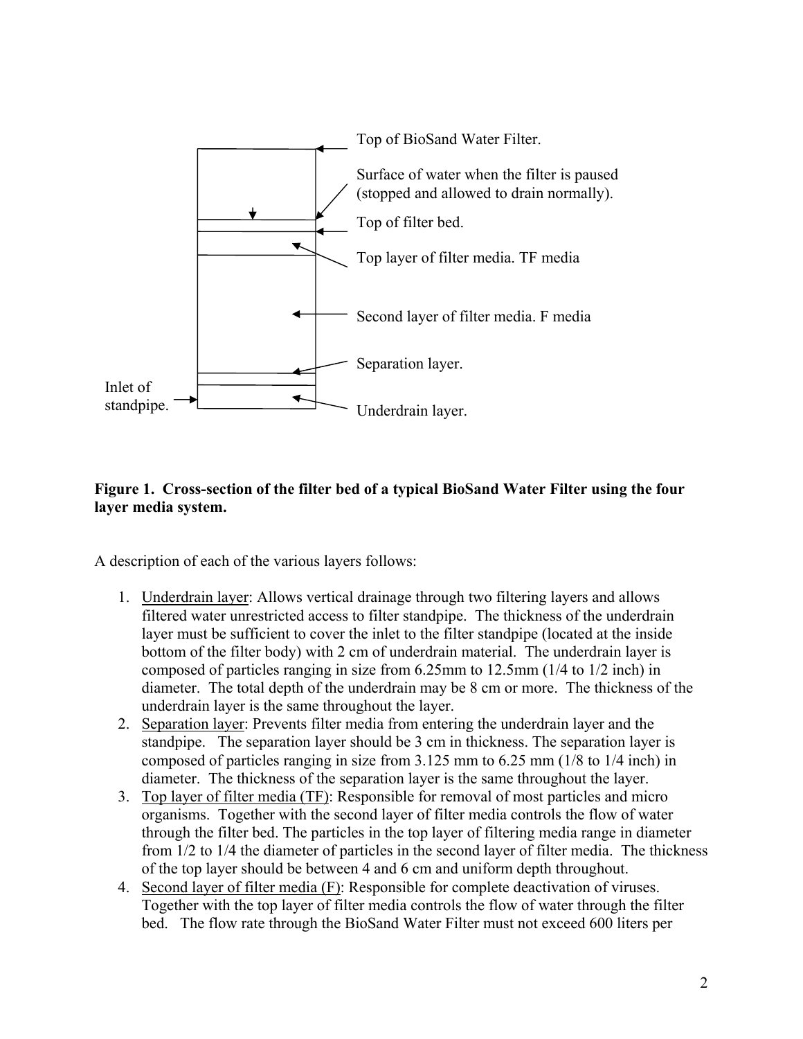Top of BioSand Water Filter.

Surface of water when the filter is paused (stopped and allowed to drain normally).

Top of filter bed.

Top layer of filter media. TF media

Second layer of filter media. F media

Separation layer.

Inlet of standpipe.

Underdrain layer.

**Figure 1. Cross-section of the filter bed of a typical BioSand Water Filter using the four layer media system.**

A description of each of the various layers follows:

1. Underdrain layer: Allows vertical drainage through two filtering layers and allows filtered water unrestricted access to filter standpipe. The thickness of the underdrain layer must be sufficient to cover the inlet to the filter standpipe (located at the inside bottom of the filter body) with 2 cm of underdrain material. The underdrain layer is composed of particles ranging in size from 6.25mm to 12.5mm (1/4 to 1/2 inch) in diameter. The total depth of the underdrain may be 8 cm or more. The thickness of the underdrain layer is the same throughout the layer.
2. Separation layer: Prevents filter media from entering the underdrain layer and the standpipe. The separation layer should be 3 cm in thickness. The separation layer is composed of particles ranging in size from 3.125 mm to 6.25 mm (1/8 to 1/4 inch) in diameter. The thickness of the separation layer is the same throughout the layer.
3. Top layer of filter media (TF): Responsible for removal of most particles and micro organisms. Together with the second layer of filter media controls the flow of water through the filter bed. The particles in the top layer of filtering media range in diameter from 1/2 to 1/4 the diameter of particles in the second layer of filter media. The thickness of the top layer should be between 4 and 6 cm and uniform depth throughout.
4. Second layer of filter media (F): Responsible for complete deactivation of viruses. Together with the top layer of filter media controls the flow of water through the filter bed. The flow rate through the BioSand Water Filter must not exceed 600 liters per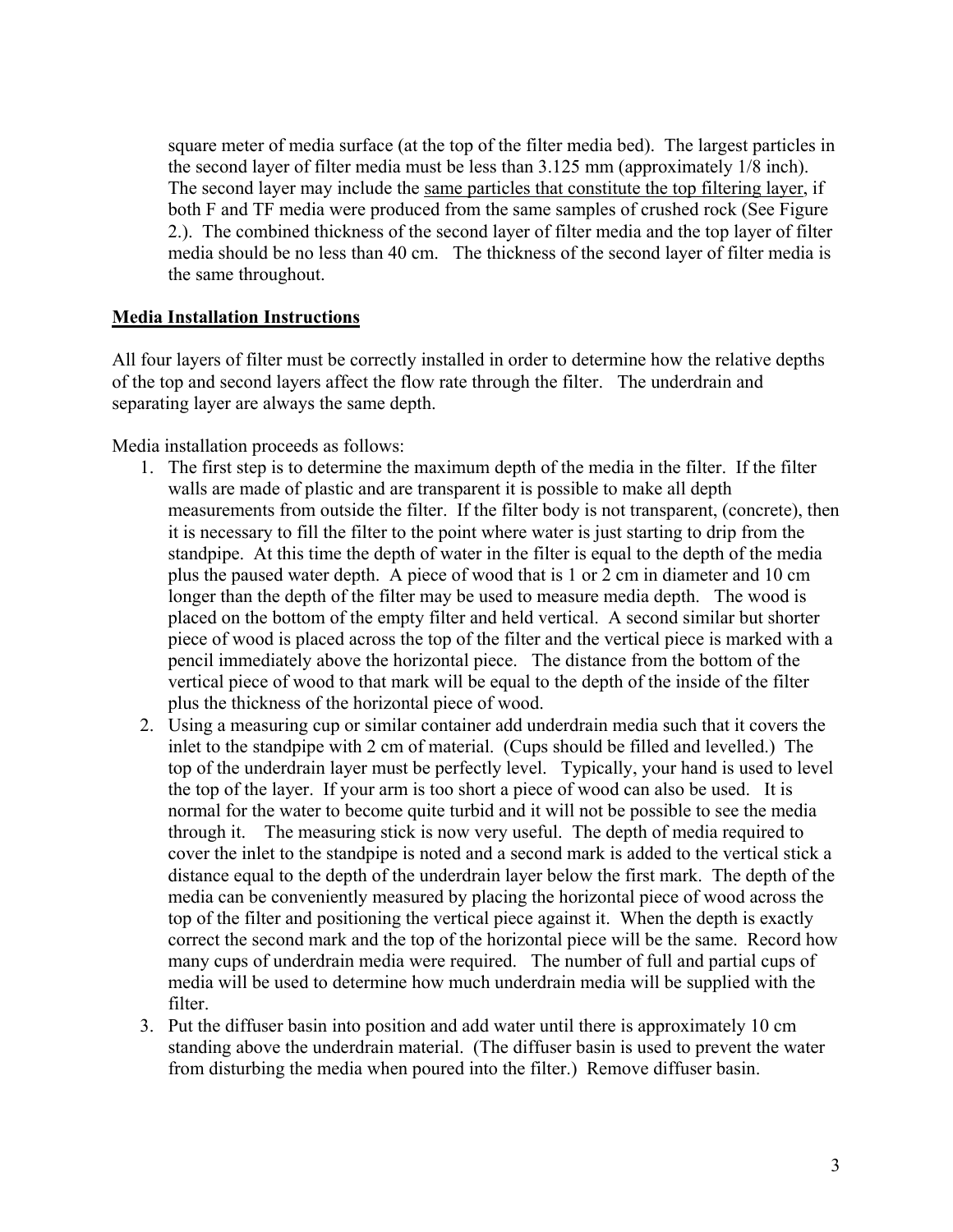square meter of media surface (at the top of the filter media bed). The largest particles in the second layer of filter media must be less than 3.125 mm (approximately 1/8 inch). The second layer may include the <u>same particles that constitute the top filtering layer</u>, if both F and TF media were produced from the same samples of crushed rock (See Figure 2.). The combined thickness of the second layer of filter media and the top layer of filter media should be no less than 40 cm. The thickness of the second layer of filter media is the same throughout.

## **<u>Media Installation Instructions</u>**

All four layers of filter must be correctly installed in order to determine how the relative depths of the top and second layers affect the flow rate through the filter. The underdrain and separating layer are always the same depth.

Media installation proceeds as follows:

1. The first step is to determine the maximum depth of the media in the filter. If the filter walls are made of plastic and are transparent it is possible to make all depth measurements from outside the filter. If the filter body is not transparent, (concrete), then it is necessary to fill the filter to the point where water is just starting to drip from the standpipe. At this time the depth of water in the filter is equal to the depth of the media plus the paused water depth. A piece of wood that is 1 or 2 cm in diameter and 10 cm longer than the depth of the filter may be used to measure media depth. The wood is placed on the bottom of the empty filter and held vertical. A second similar but shorter piece of wood is placed across the top of the filter and the vertical piece is marked with a pencil immediately above the horizontal piece. The distance from the bottom of the vertical piece of wood to that mark will be equal to the depth of the inside of the filter plus the thickness of the horizontal piece of wood.
2. Using a measuring cup or similar container add underdrain media such that it covers the inlet to the standpipe with 2 cm of material. (Cups should be filled and levelled.) The top of the underdrain layer must be perfectly level. Typically, your hand is used to level the top of the layer. If your arm is too short a piece of wood can also be used. It is normal for the water to become quite turbid and it will not be possible to see the media through it. The measuring stick is now very useful. The depth of media required to cover the inlet to the standpipe is noted and a second mark is added to the vertical stick a distance equal to the depth of the underdrain layer below the first mark. The depth of the media can be conveniently measured by placing the horizontal piece of wood across the top of the filter and positioning the vertical piece against it. When the depth is exactly correct the second mark and the top of the horizontal piece will be the same. Record how many cups of underdrain media were required. The number of full and partial cups of media will be used to determine how much underdrain media will be supplied with the filter.
3. Put the diffuser basin into position and add water until there is approximately 10 cm standing above the underdrain material. (The diffuser basin is used to prevent the water from disturbing the media when poured into the filter.) Remove diffuser basin.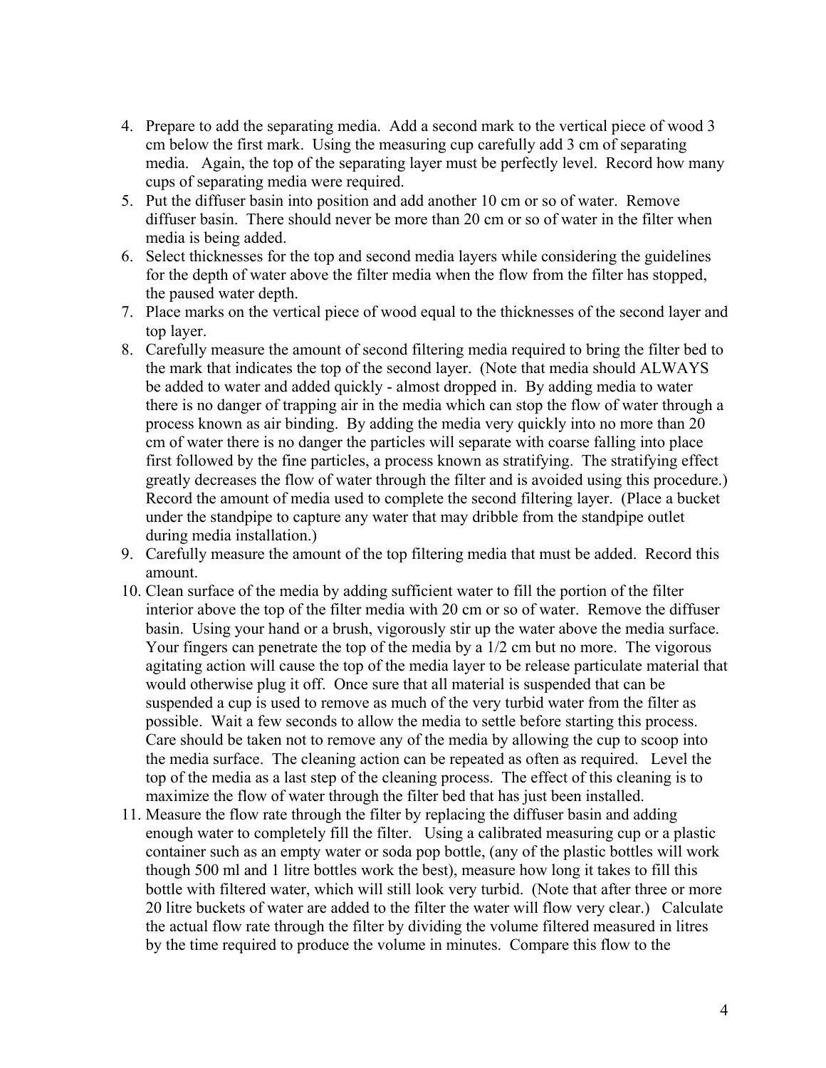4. Prepare to add the separating media. Add a second mark to the vertical piece of wood 3 cm below the first mark. Using the measuring cup carefully add 3 cm of separating media. Again, the top of the separating layer must be perfectly level. Record how many cups of separating media were required.
5. Put the diffuser basin into position and add another 10 cm or so of water. Remove diffuser basin. There should never be more than 20 cm or so of water in the filter when media is being added.
6. Select thicknesses for the top and second media layers while considering the guidelines for the depth of water above the filter media when the flow from the filter has stopped, the paused water depth.
7. Place marks on the vertical piece of wood equal to the thicknesses of the second layer and top layer.
8. Carefully measure the amount of second filtering media required to bring the filter bed to the mark that indicates the top of the second layer. (Note that media should ALWAYS be added to water and added quickly - almost dropped in. By adding media to water there is no danger of trapping air in the media which can stop the flow of water through a process known as air binding. By adding the media very quickly into no more than 20 cm of water there is no danger the particles will separate with coarse falling into place first followed by the fine particles, a process known as stratifying. The stratifying effect greatly decreases the flow of water through the filter and is avoided using this procedure.) Record the amount of media used to complete the second filtering layer. (Place a bucket under the standpipe to capture any water that may dribble from the standpipe outlet during media installation.)
9. Carefully measure the amount of the top filtering media that must be added. Record this amount.
10. Clean surface of the media by adding sufficient water to fill the portion of the filter interior above the top of the filter media with 20 cm or so of water. Remove the diffuser basin. Using your hand or a brush, vigorously stir up the water above the media surface. Your fingers can penetrate the top of the media by a 1/2 cm but no more. The vigorous agitating action will cause the top of the media layer to be release particulate material that would otherwise plug it off. Once sure that all material is suspended that can be suspended a cup is used to remove as much of the very turbid water from the filter as possible. Wait a few seconds to allow the media to settle before starting this process. Care should be taken not to remove any of the media by allowing the cup to scoop into the media surface. The cleaning action can be repeated as often as required. Level the top of the media as a last step of the cleaning process. The effect of this cleaning is to maximize the flow of water through the filter bed that has just been installed.
11. Measure the flow rate through the filter by replacing the diffuser basin and adding enough water to completely fill the filter. Using a calibrated measuring cup or a plastic container such as an empty water or soda pop bottle, (any of the plastic bottles will work though 500 ml and 1 litre bottles work the best), measure how long it takes to fill this bottle with filtered water, which will still look very turbid. (Note that after three or more 20 litre buckets of water are added to the filter the water will flow very clear.) Calculate the actual flow rate through the filter by dividing the volume filtered measured in litres by the time required to produce the volume in minutes. Compare this flow to the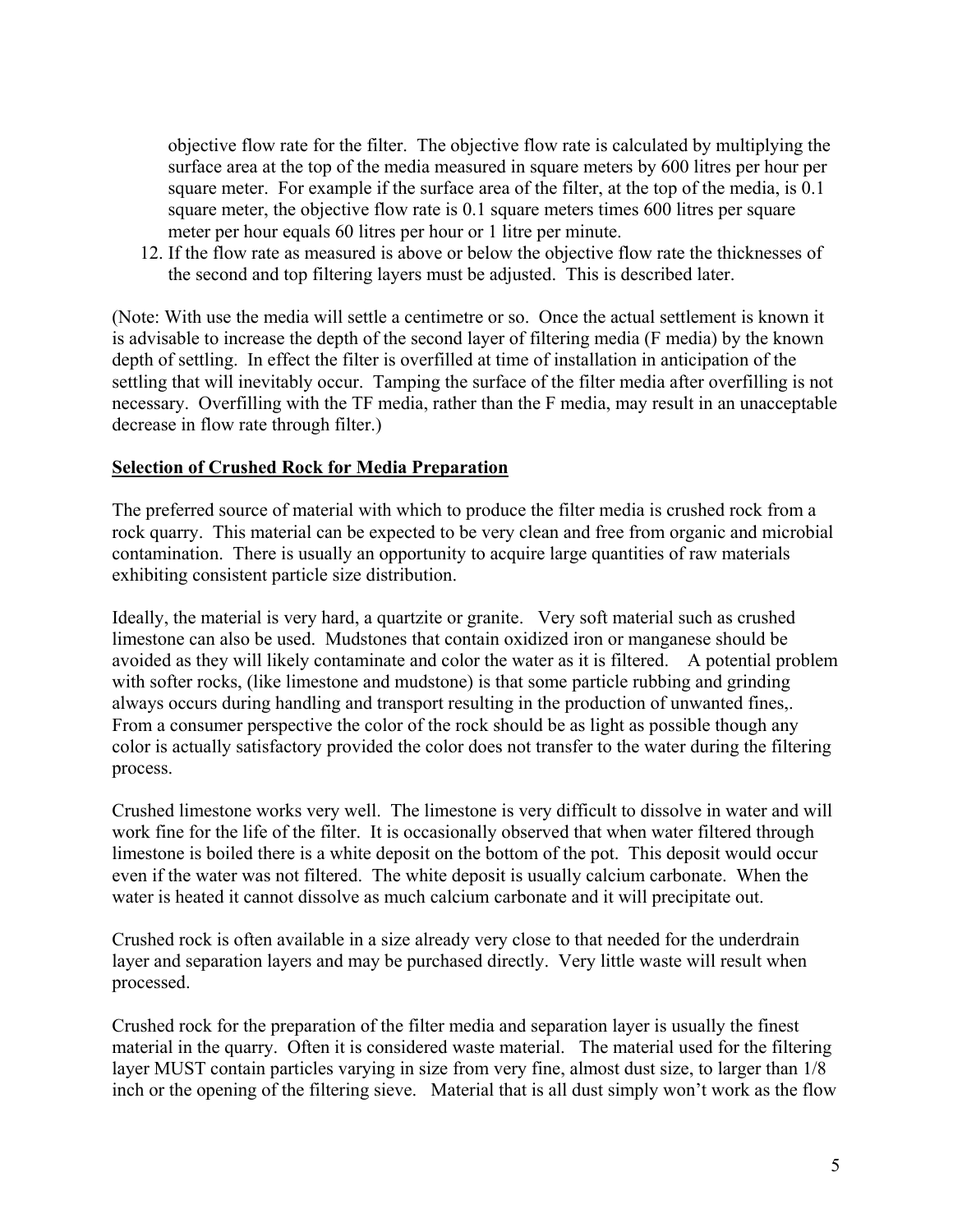objective flow rate for the filter. The objective flow rate is calculated by multiplying the surface area at the top of the media measured in square meters by 600 litres per hour per square meter. For example if the surface area of the filter, at the top of the media, is 0.1 square meter, the objective flow rate is 0.1 square meters times 600 litres per square meter per hour equals 60 litres per hour or 1 litre per minute.

12. If the flow rate as measured is above or below the objective flow rate the thicknesses of the second and top filtering layers must be adjusted. This is described later.

(Note: With use the media will settle a centimetre or so. Once the actual settlement is known it is advisable to increase the depth of the second layer of filtering media (F media) by the known depth of settling. In effect the filter is overfilled at time of installation in anticipation of the settling that will inevitably occur. Tamping the surface of the filter media after overfilling is not necessary. Overfilling with the TF media, rather than the F media, may result in an unacceptable decrease in flow rate through filter.)

## Selection of Crushed Rock for Media Preparation

The preferred source of material with which to produce the filter media is crushed rock from a rock quarry. This material can be expected to be very clean and free from organic and microbial contamination. There is usually an opportunity to acquire large quantities of raw materials exhibiting consistent particle size distribution.

Ideally, the material is very hard, a quartzite or granite. Very soft material such as crushed limestone can also be used. Mudstones that contain oxidized iron or manganese should be avoided as they will likely contaminate and color the water as it is filtered. A potential problem with softer rocks, (like limestone and mudstone) is that some particle rubbing and grinding always occurs during handling and transport resulting in the production of unwanted fines,. From a consumer perspective the color of the rock should be as light as possible though any color is actually satisfactory provided the color does not transfer to the water during the filtering process.

Crushed limestone works very well. The limestone is very difficult to dissolve in water and will work fine for the life of the filter. It is occasionally observed that when water filtered through limestone is boiled there is a white deposit on the bottom of the pot. This deposit would occur even if the water was not filtered. The white deposit is usually calcium carbonate. When the water is heated it cannot dissolve as much calcium carbonate and it will precipitate out.

Crushed rock is often available in a size already very close to that needed for the underdrain layer and separation layers and may be purchased directly. Very little waste will result when processed.

Crushed rock for the preparation of the filter media and separation layer is usually the finest material in the quarry. Often it is considered waste material. The material used for the filtering layer MUST contain particles varying in size from very fine, almost dust size, to larger than 1/8 inch or the opening of the filtering sieve. Material that is all dust simply won't work as the flow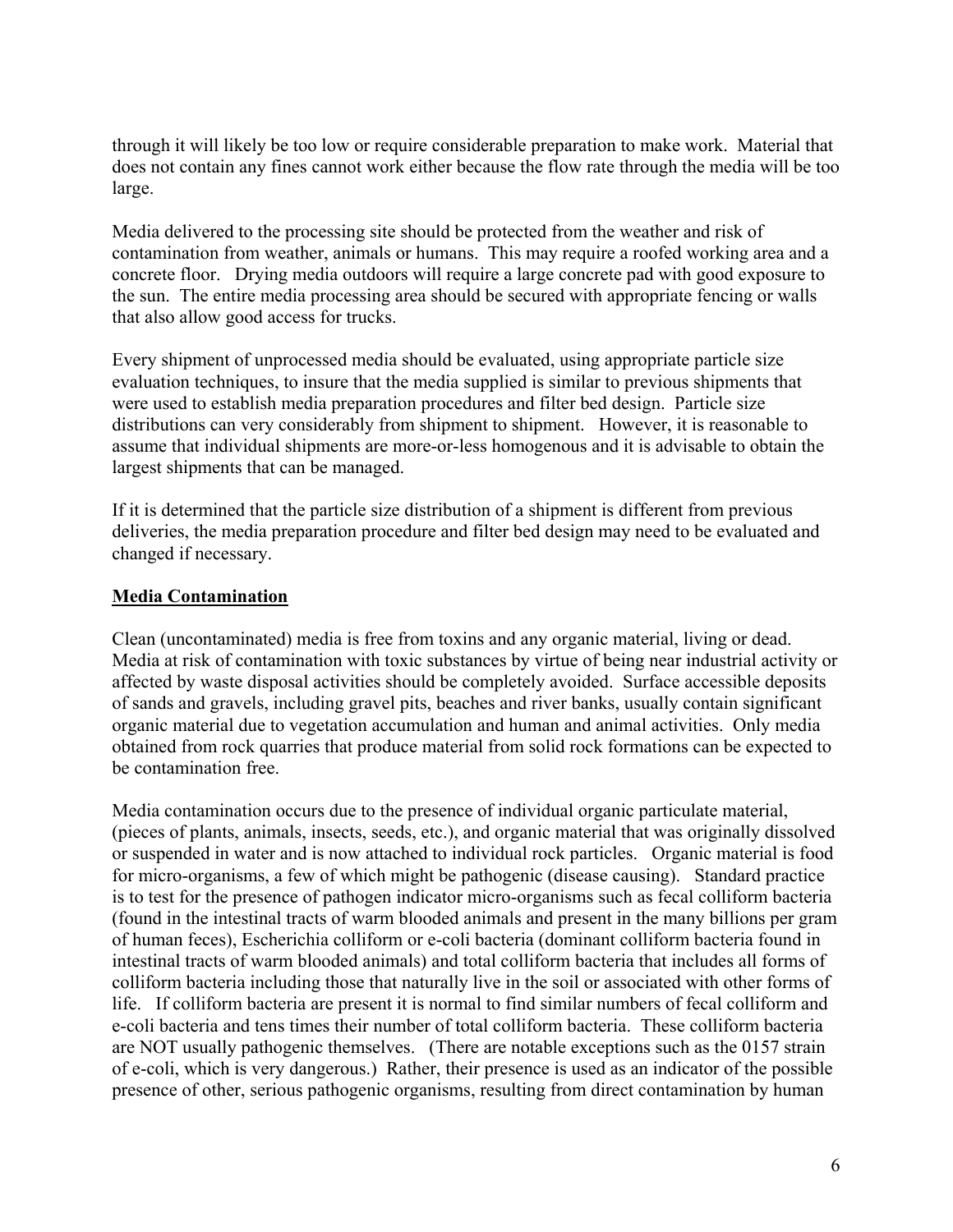through it will likely be too low or require considerable preparation to make work. Material that does not contain any fines cannot work either because the flow rate through the media will be too large.

Media delivered to the processing site should be protected from the weather and risk of contamination from weather, animals or humans. This may require a roofed working area and a concrete floor. Drying media outdoors will require a large concrete pad with good exposure to the sun. The entire media processing area should be secured with appropriate fencing or walls that also allow good access for trucks.

Every shipment of unprocessed media should be evaluated, using appropriate particle size evaluation techniques, to insure that the media supplied is similar to previous shipments that were used to establish media preparation procedures and filter bed design. Particle size distributions can very considerably from shipment to shipment. However, it is reasonable to assume that individual shipments are more-or-less homogenous and it is advisable to obtain the largest shipments that can be managed.

If it is determined that the particle size distribution of a shipment is different from previous deliveries, the media preparation procedure and filter bed design may need to be evaluated and changed if necessary.

## Media Contamination

Clean (uncontaminated) media is free from toxins and any organic material, living or dead. Media at risk of contamination with toxic substances by virtue of being near industrial activity or affected by waste disposal activities should be completely avoided. Surface accessible deposits of sands and gravels, including gravel pits, beaches and river banks, usually contain significant organic material due to vegetation accumulation and human and animal activities. Only media obtained from rock quarries that produce material from solid rock formations can be expected to be contamination free.

Media contamination occurs due to the presence of individual organic particulate material, (pieces of plants, animals, insects, seeds, etc.), and organic material that was originally dissolved or suspended in water and is now attached to individual rock particles. Organic material is food for micro-organisms, a few of which might be pathogenic (disease causing). Standard practice is to test for the presence of pathogen indicator micro-organisms such as fecal colliform bacteria (found in the intestinal tracts of warm blooded animals and present in the many billions per gram of human feces), Escherichia colliform or e-coli bacteria (dominant colliform bacteria found in intestinal tracts of warm blooded animals) and total colliform bacteria that includes all forms of colliform bacteria including those that naturally live in the soil or associated with other forms of life. If colliform bacteria are present it is normal to find similar numbers of fecal colliform and e-coli bacteria and tens times their number of total colliform bacteria. These colliform bacteria are NOT usually pathogenic themselves. (There are notable exceptions such as the 0157 strain of e-coli, which is very dangerous.) Rather, their presence is used as an indicator of the possible presence of other, serious pathogenic organisms, resulting from direct contamination by human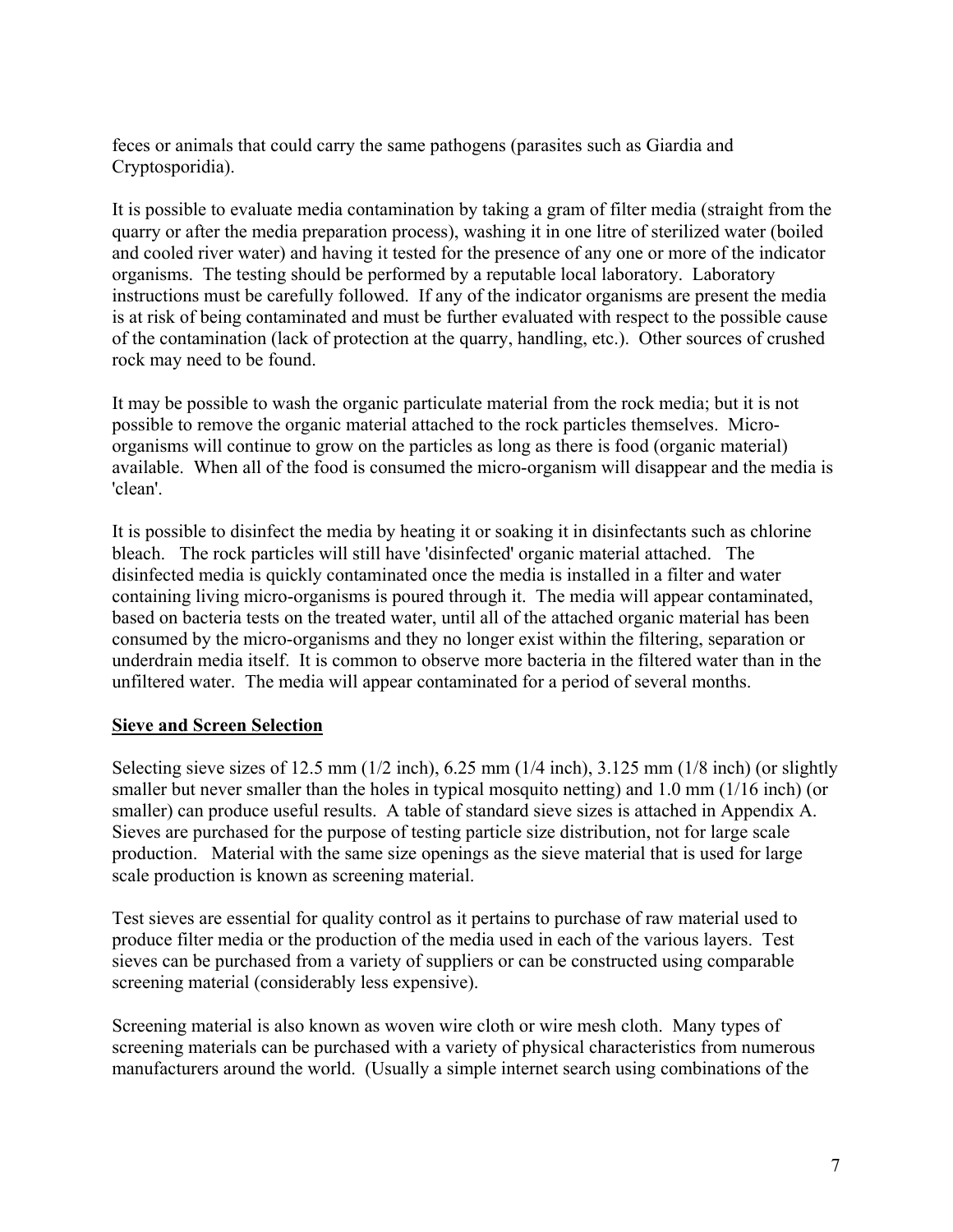feces or animals that could carry the same pathogens (parasites such as Giardia and Cryptosporidia).

It is possible to evaluate media contamination by taking a gram of filter media (straight from the quarry or after the media preparation process), washing it in one litre of sterilized water (boiled and cooled river water) and having it tested for the presence of any one or more of the indicator organisms. The testing should be performed by a reputable local laboratory. Laboratory instructions must be carefully followed. If any of the indicator organisms are present the media is at risk of being contaminated and must be further evaluated with respect to the possible cause of the contamination (lack of protection at the quarry, handling, etc.). Other sources of crushed rock may need to be found.

It may be possible to wash the organic particulate material from the rock media; but it is not possible to remove the organic material attached to the rock particles themselves. Micro-organisms will continue to grow on the particles as long as there is food (organic material) available. When all of the food is consumed the micro-organism will disappear and the media is 'clean'.

It is possible to disinfect the media by heating it or soaking it in disinfectants such as chlorine bleach. The rock particles will still have 'disinfected' organic material attached. The disinfected media is quickly contaminated once the media is installed in a filter and water containing living micro-organisms is poured through it. The media will appear contaminated, based on bacteria tests on the treated water, until all of the attached organic material has been consumed by the micro-organisms and they no longer exist within the filtering, separation or underdrain media itself. It is common to observe more bacteria in the filtered water than in the unfiltered water. The media will appear contaminated for a period of several months.

**Sieve and Screen Selection**

Selecting sieve sizes of 12.5 mm (1/2 inch), 6.25 mm (1/4 inch), 3.125 mm (1/8 inch) (or slightly smaller but never smaller than the holes in typical mosquito netting) and 1.0 mm (1/16 inch) (or smaller) can produce useful results. A table of standard sieve sizes is attached in Appendix A. Sieves are purchased for the purpose of testing particle size distribution, not for large scale production. Material with the same size openings as the sieve material that is used for large scale production is known as screening material.

Test sieves are essential for quality control as it pertains to purchase of raw material used to produce filter media or the production of the media used in each of the various layers. Test sieves can be purchased from a variety of suppliers or can be constructed using comparable screening material (considerably less expensive).

Screening material is also known as woven wire cloth or wire mesh cloth. Many types of screening materials can be purchased with a variety of physical characteristics from numerous manufacturers around the world. (Usually a simple internet search using combinations of the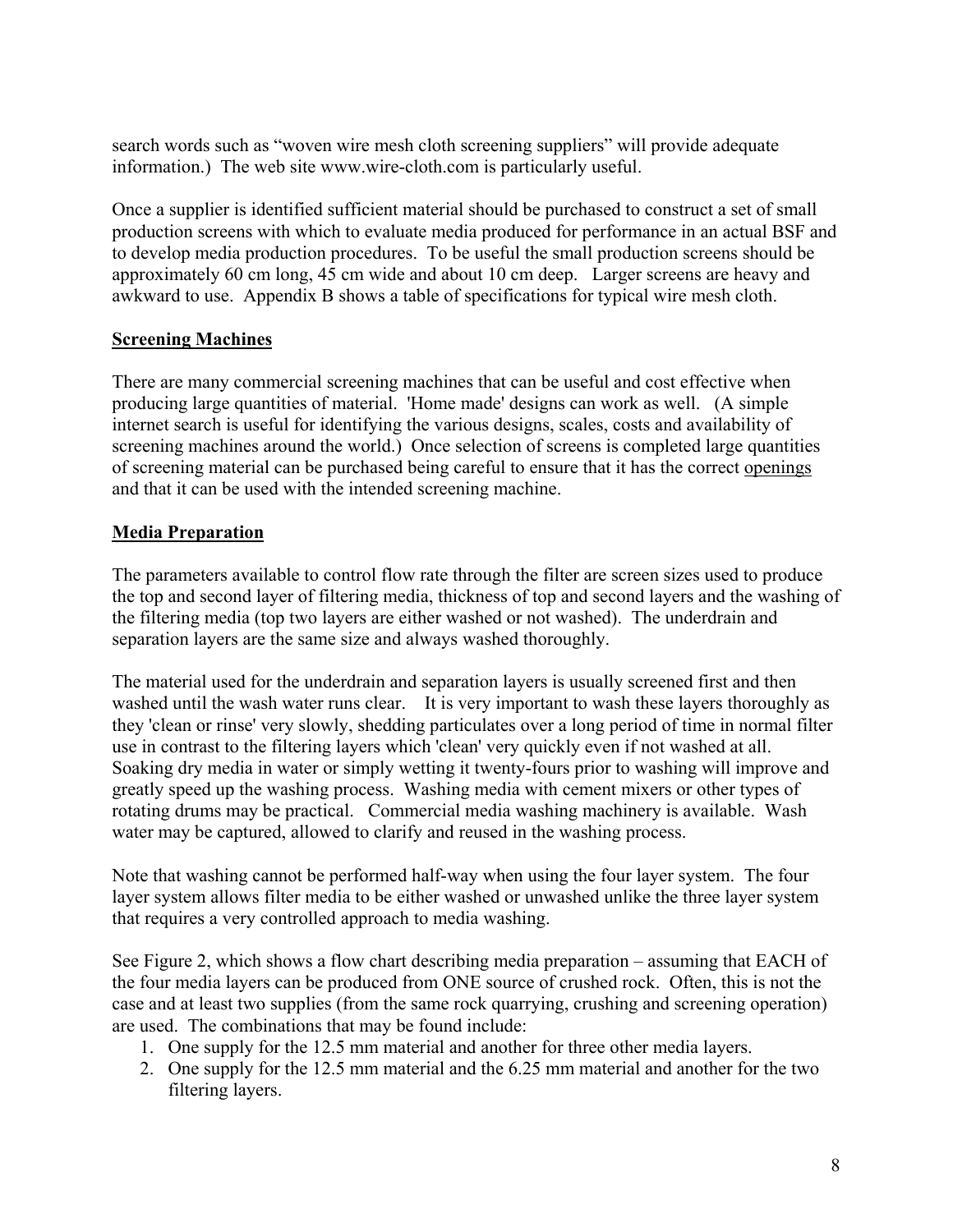search words such as “woven wire mesh cloth screening suppliers” will provide adequate information.) The web site www.wire-cloth.com is particularly useful.

Once a supplier is identified sufficient material should be purchased to construct a set of small production screens with which to evaluate media produced for performance in an actual BSF and to develop media production procedures. To be useful the small production screens should be approximately 60 cm long, 45 cm wide and about 10 cm deep. Larger screens are heavy and awkward to use. Appendix B shows a table of specifications for typical wire mesh cloth.

## Screening Machines

There are many commercial screening machines that can be useful and cost effective when producing large quantities of material. 'Home made' designs can work as well. (A simple internet search is useful for identifying the various designs, scales, costs and availability of screening machines around the world.) Once selection of screens is completed large quantities of screening material can be purchased being careful to ensure that it has the correct openings and that it can be used with the intended screening machine.

## Media Preparation

The parameters available to control flow rate through the filter are screen sizes used to produce the top and second layer of filtering media, thickness of top and second layers and the washing of the filtering media (top two layers are either washed or not washed). The underdrain and separation layers are the same size and always washed thoroughly.

The material used for the underdrain and separation layers is usually screened first and then washed until the wash water runs clear. It is very important to wash these layers thoroughly as they 'clean or rinse' very slowly, shedding particulates over a long period of time in normal filter use in contrast to the filtering layers which 'clean' very quickly even if not washed at all. Soaking dry media in water or simply wetting it twenty-fours prior to washing will improve and greatly speed up the washing process. Washing media with cement mixers or other types of rotating drums may be practical. Commercial media washing machinery is available. Wash water may be captured, allowed to clarify and reused in the washing process.

Note that washing cannot be performed half-way when using the four layer system. The four layer system allows filter media to be either washed or unwashed unlike the three layer system that requires a very controlled approach to media washing.

See Figure 2, which shows a flow chart describing media preparation – assuming that EACH of the four media layers can be produced from ONE source of crushed rock. Often, this is not the case and at least two supplies (from the same rock quarrying, crushing and screening operation) are used. The combinations that may be found include:

1. One supply for the 12.5 mm material and another for three other media layers.
2. One supply for the 12.5 mm material and the 6.25 mm material and another for the two filtering layers.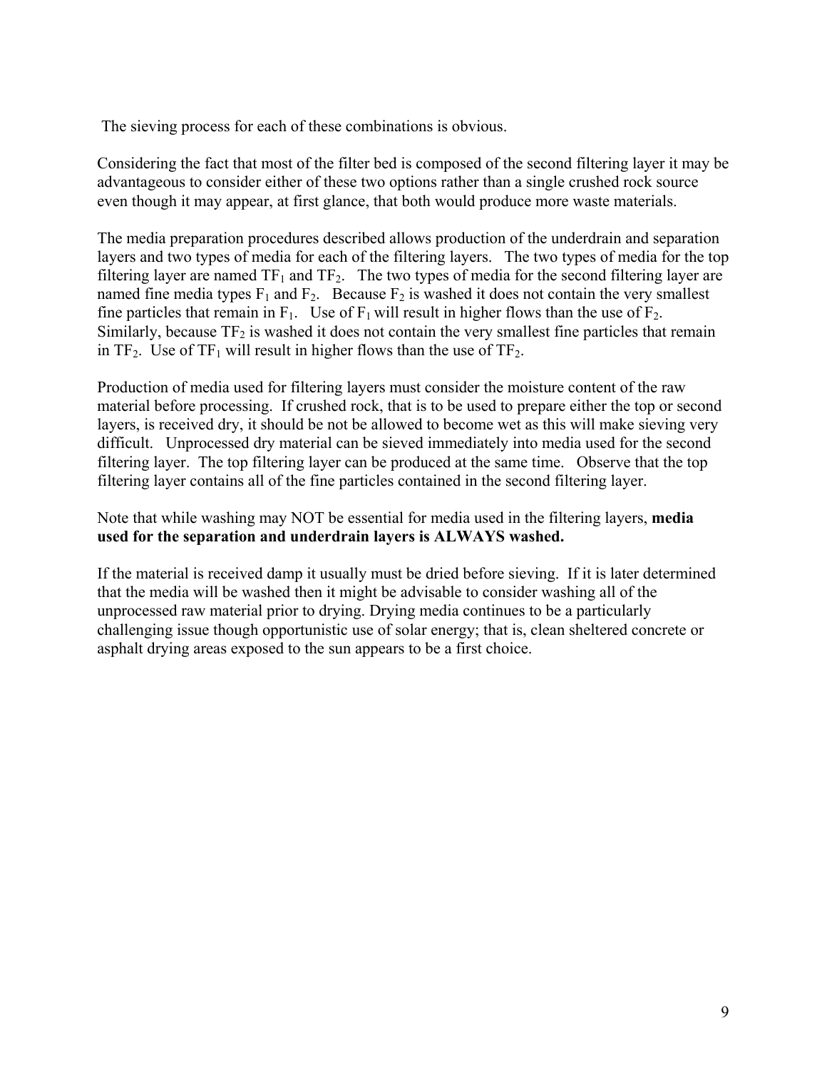The sieving process for each of these combinations is obvious.

Considering the fact that most of the filter bed is composed of the second filtering layer it may be advantageous to consider either of these two options rather than a single crushed rock source even though it may appear, at first glance, that both would produce more waste materials.

The media preparation procedures described allows production of the underdrain and separation layers and two types of media for each of the filtering layers. The two types of media for the top filtering layer are named $TF_1$ and $TF_2$. The two types of media for the second filtering layer are named fine media types $F_1$ and $F_2$. Because $F_2$ is washed it does not contain the very smallest fine particles that remain in $F_1$. Use of $F_1$ will result in higher flows than the use of $F_2$. Similarly, because $TF_2$ is washed it does not contain the very smallest fine particles that remain in $TF_2$. Use of $TF_1$ will result in higher flows than the use of $TF_2$.

Production of media used for filtering layers must consider the moisture content of the raw material before processing. If crushed rock, that is to be used to prepare either the top or second layers, is received dry, it should be not be allowed to become wet as this will make sieving very difficult. Unprocessed dry material can be sieved immediately into media used for the second filtering layer. The top filtering layer can be produced at the same time. Observe that the top filtering layer contains all of the fine particles contained in the second filtering layer.

Note that while washing may NOT be essential for media used in the filtering layers, **media used for the separation and underdrain layers is ALWAYS washed.**

If the material is received damp it usually must be dried before sieving. If it is later determined that the media will be washed then it might be advisable to consider washing all of the unprocessed raw material prior to drying. Drying media continues to be a particularly challenging issue though opportunistic use of solar energy; that is, clean sheltered concrete or asphalt drying areas exposed to the sun appears to be a first choice.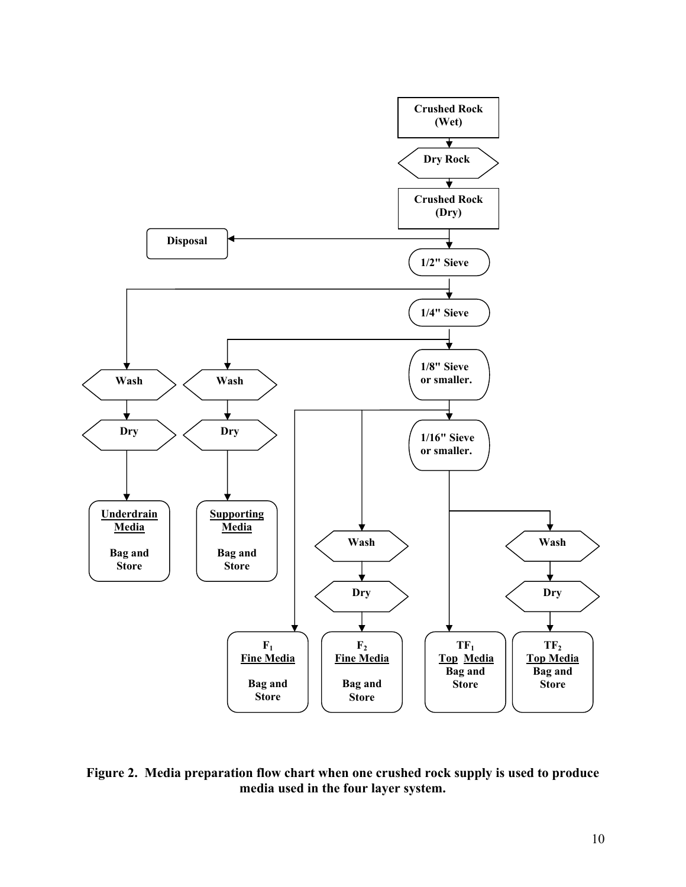Crushed Rock (Wet)

Dry Rock

Crushed Rock (Dry)

Disposal

1/2" Sieve

1/4" Sieve

1/8" Sieve or smaller.

1/16" Sieve or smaller.

Wash → Dry → **Underdrain Media** Bag and Store

Wash → Dry → **Supporting Media** Bag and Store

$F_1$ **Fine Media** Bag and Store

Wash → Dry → $F_2$ **Fine Media** Bag and Store

$TF_1$ **Top Media** Bag and Store

Wash → Dry → $TF_2$ **Top Media** Bag and Store

**Figure 2. Media preparation flow chart when one crushed rock supply is used to produce media used in the four layer system.**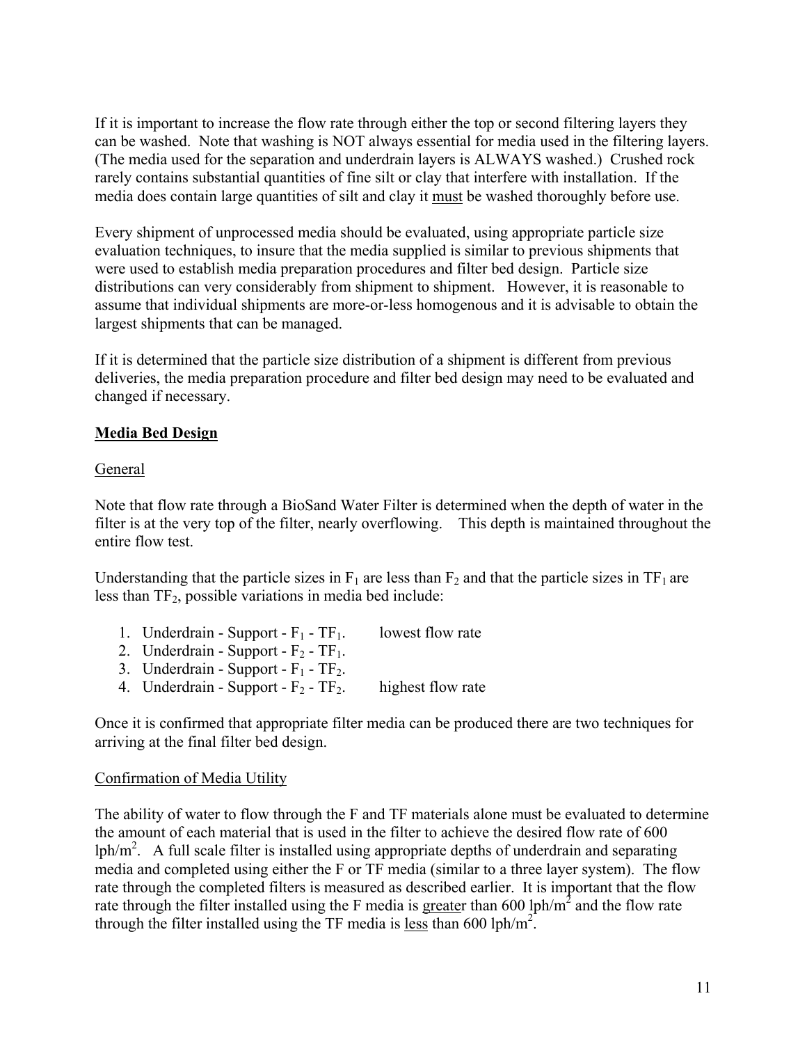If it is important to increase the flow rate through either the top or second filtering layers they can be washed. Note that washing is NOT always essential for media used in the filtering layers. (The media used for the separation and underdrain layers is ALWAYS washed.) Crushed rock rarely contains substantial quantities of fine silt or clay that interfere with installation. If the media does contain large quantities of silt and clay it <u>must</u> be washed thoroughly before use.

Every shipment of unprocessed media should be evaluated, using appropriate particle size evaluation techniques, to insure that the media supplied is similar to previous shipments that were used to establish media preparation procedures and filter bed design. Particle size distributions can very considerably from shipment to shipment. However, it is reasonable to assume that individual shipments are more-or-less homogenous and it is advisable to obtain the largest shipments that can be managed.

If it is determined that the particle size distribution of a shipment is different from previous deliveries, the media preparation procedure and filter bed design may need to be evaluated and changed if necessary.

## Media Bed Design

### General

Note that flow rate through a BioSand Water Filter is determined when the depth of water in the filter is at the very top of the filter, nearly overflowing. This depth is maintained throughout the entire flow test.

Understanding that the particle sizes in $F_1$ are less than $F_2$ and that the particle sizes in $TF_1$ are less than $TF_2$, possible variations in media bed include:

1. Underdrain - Support - $F_1$ - $TF_1$. lowest flow rate
2. Underdrain - Support - $F_2$ - $TF_1$.
3. Underdrain - Support - $F_1$ - $TF_2$.
4. Underdrain - Support - $F_2$ - $TF_2$. highest flow rate

Once it is confirmed that appropriate filter media can be produced there are two techniques for arriving at the final filter bed design.

### Confirmation of Media Utility

The ability of water to flow through the F and TF materials alone must be evaluated to determine the amount of each material that is used in the filter to achieve the desired flow rate of 600 $lph/m^2$. A full scale filter is installed using appropriate depths of underdrain and separating media and completed using either the F or TF media (similar to a three layer system). The flow rate through the completed filters is measured as described earlier. It is important that the flow rate through the filter installed using the F media is <u>greater</u> than 600 $lph/m^2$ and the flow rate through the filter installed using the TF media is <u>less</u> than 600 $lph/m^2$.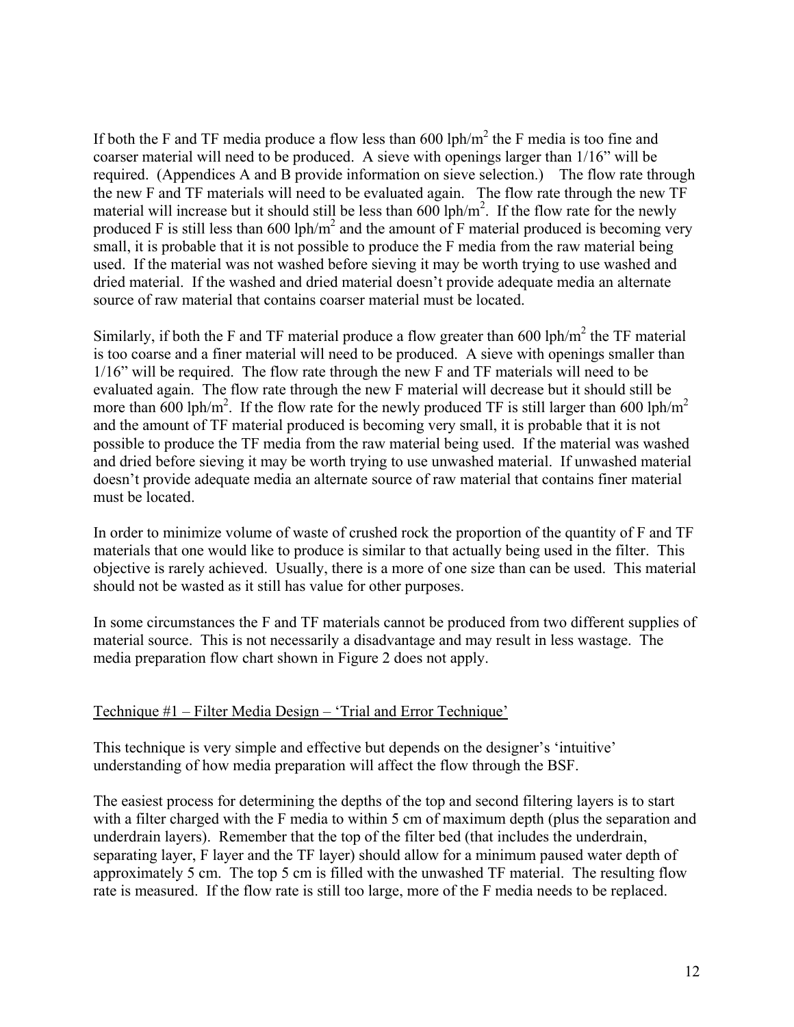If both the F and TF media produce a flow less than 600 lph/m$^2$ the F media is too fine and coarser material will need to be produced. A sieve with openings larger than 1/16" will be required. (Appendices A and B provide information on sieve selection.) The flow rate through the new F and TF materials will need to be evaluated again. The flow rate through the new TF material will increase but it should still be less than 600 lph/m$^2$. If the flow rate for the newly produced F is still less than 600 lph/m$^2$ and the amount of F material produced is becoming very small, it is probable that it is not possible to produce the F media from the raw material being used. If the material was not washed before sieving it may be worth trying to use washed and dried material. If the washed and dried material doesn't provide adequate media an alternate source of raw material that contains coarser material must be located.

Similarly, if both the F and TF material produce a flow greater than 600 lph/m$^2$ the TF material is too coarse and a finer material will need to be produced. A sieve with openings smaller than 1/16" will be required. The flow rate through the new F and TF materials will need to be evaluated again. The flow rate through the new F material will decrease but it should still be more than 600 lph/m$^2$. If the flow rate for the newly produced TF is still larger than 600 lph/m$^2$ and the amount of TF material produced is becoming very small, it is probable that it is not possible to produce the TF media from the raw material being used. If the material was washed and dried before sieving it may be worth trying to use unwashed material. If unwashed material doesn't provide adequate media an alternate source of raw material that contains finer material must be located.

In order to minimize volume of waste of crushed rock the proportion of the quantity of F and TF materials that one would like to produce is similar to that actually being used in the filter. This objective is rarely achieved. Usually, there is a more of one size than can be used. This material should not be wasted as it still has value for other purposes.

In some circumstances the F and TF materials cannot be produced from two different supplies of material source. This is not necessarily a disadvantage and may result in less wastage. The media preparation flow chart shown in Figure 2 does not apply.

Technique #1 – Filter Media Design – 'Trial and Error Technique'

This technique is very simple and effective but depends on the designer's 'intuitive' understanding of how media preparation will affect the flow through the BSF.

The easiest process for determining the depths of the top and second filtering layers is to start with a filter charged with the F media to within 5 cm of maximum depth (plus the separation and underdrain layers). Remember that the top of the filter bed (that includes the underdrain, separating layer, F layer and the TF layer) should allow for a minimum paused water depth of approximately 5 cm. The top 5 cm is filled with the unwashed TF material. The resulting flow rate is measured. If the flow rate is still too large, more of the F media needs to be replaced.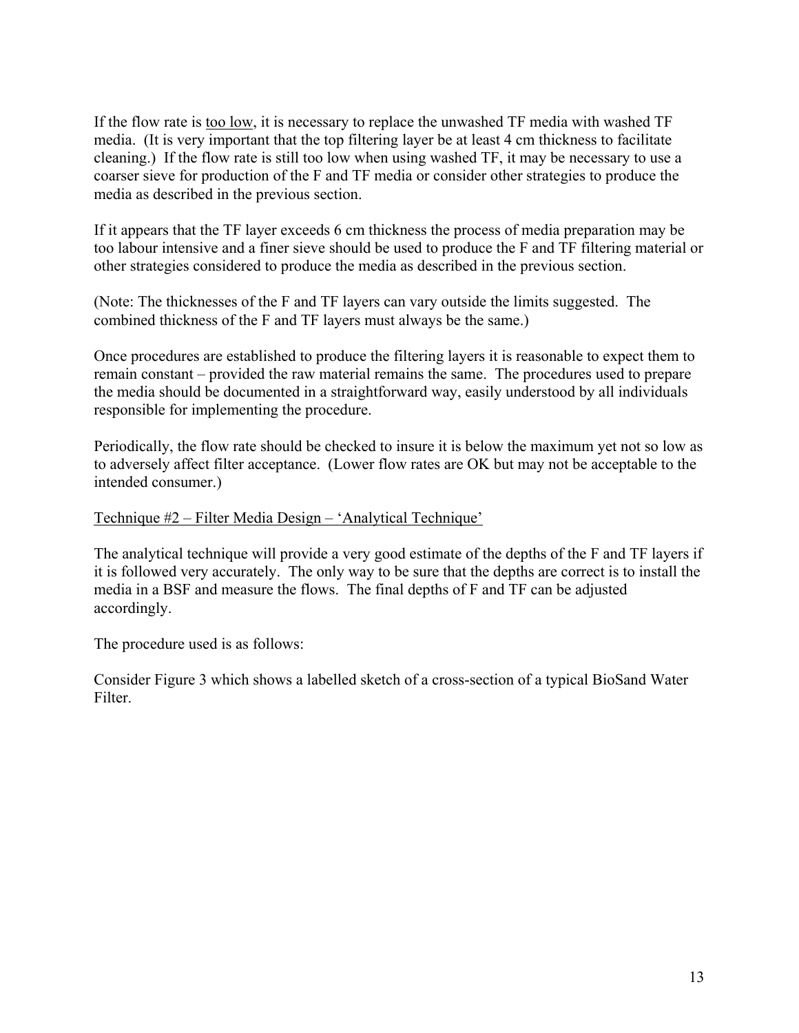If the flow rate is <u>too low</u>, it is necessary to replace the unwashed TF media with washed TF media. (It is very important that the top filtering layer be at least 4 cm thickness to facilitate cleaning.) If the flow rate is still too low when using washed TF, it may be necessary to use a coarser sieve for production of the F and TF media or consider other strategies to produce the media as described in the previous section.

If it appears that the TF layer exceeds 6 cm thickness the process of media preparation may be too labour intensive and a finer sieve should be used to produce the F and TF filtering material or other strategies considered to produce the media as described in the previous section.

(Note: The thicknesses of the F and TF layers can vary outside the limits suggested. The combined thickness of the F and TF layers must always be the same.)

Once procedures are established to produce the filtering layers it is reasonable to expect them to remain constant – provided the raw material remains the same. The procedures used to prepare the media should be documented in a straightforward way, easily understood by all individuals responsible for implementing the procedure.

Periodically, the flow rate should be checked to insure it is below the maximum yet not so low as to adversely affect filter acceptance. (Lower flow rates are OK but may not be acceptable to the intended consumer.)

<u>Technique #2 – Filter Media Design – 'Analytical Technique'</u>

The analytical technique will provide a very good estimate of the depths of the F and TF layers if it is followed very accurately. The only way to be sure that the depths are correct is to install the media in a BSF and measure the flows. The final depths of F and TF can be adjusted accordingly.

The procedure used is as follows:

Consider Figure 3 which shows a labelled sketch of a cross-section of a typical BioSand Water Filter.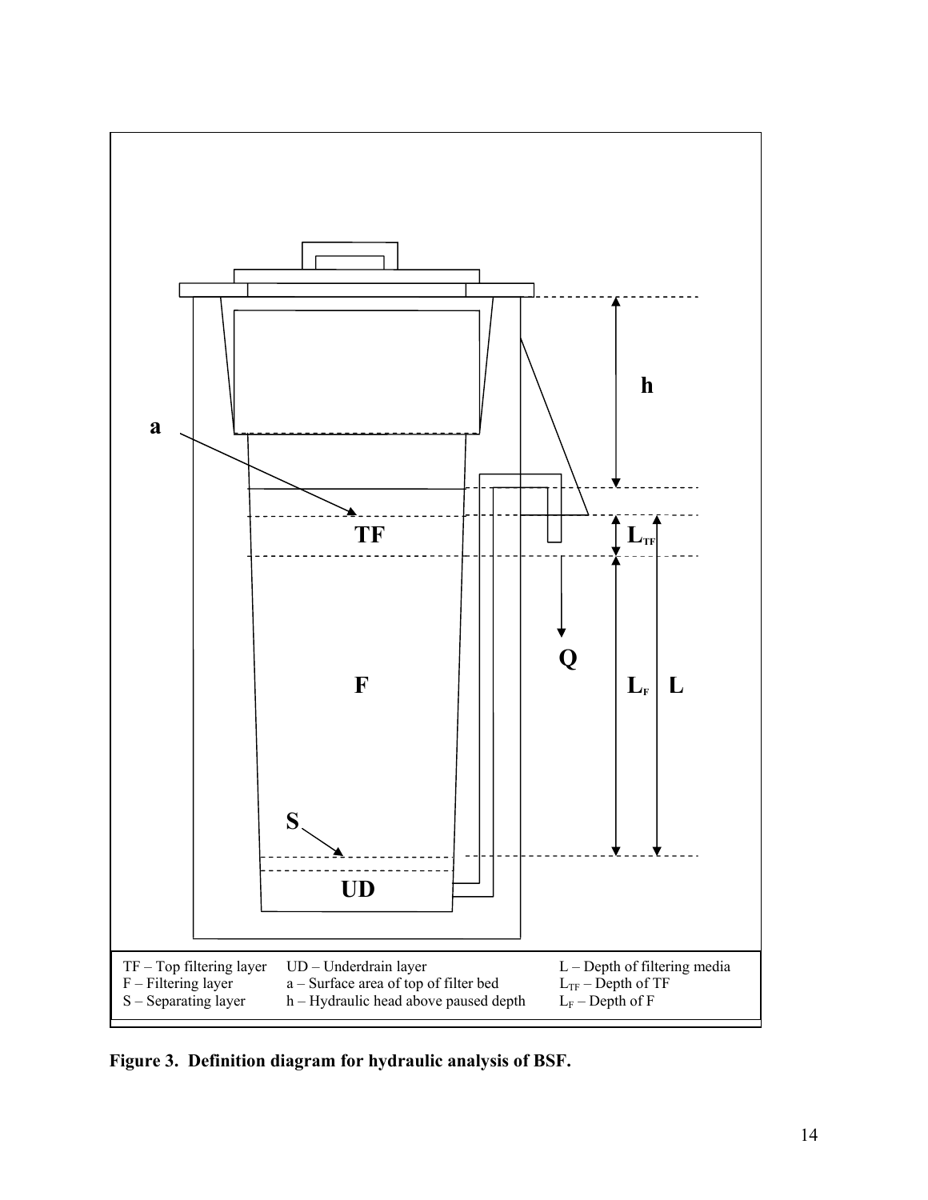TF – Top filtering layer
F – Filtering layer
S – Separating layer

UD – Underdrain layer
a – Surface area of top of filter bed
h – Hydraulic head above paused depth

L – Depth of filtering media
$L_{TF}$ – Depth of TF
$L_F$ – Depth of F

**Figure 3. Definition diagram for hydraulic analysis of BSF.**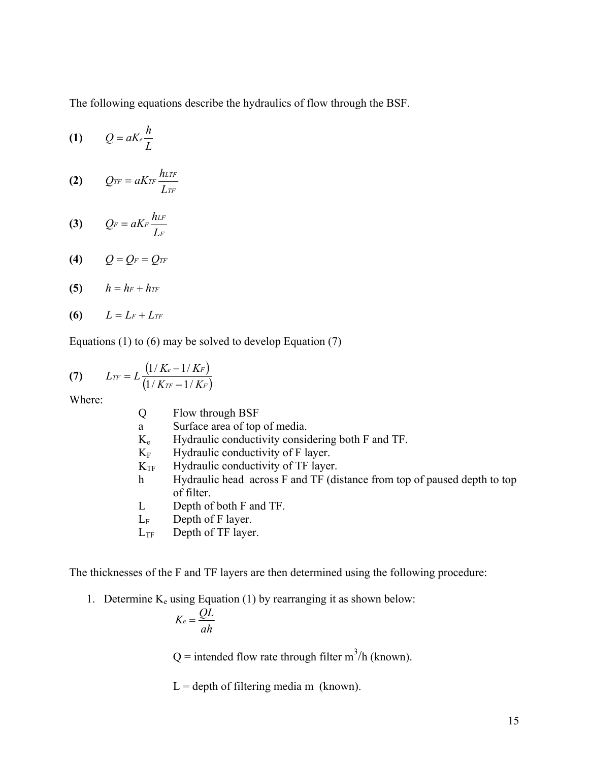The following equations describe the hydraulics of flow through the BSF.

**(1)** $$Q = aK_e \frac{h}{L}$$

**(2)** $$Q_{TF} = aK_{TF} \frac{h_{LTF}}{L_{TF}}$$

**(3)** $$Q_F = aK_F \frac{h_{LF}}{L_F}$$

**(4)** $$Q = Q_F = Q_{TF}$$

**(5)** $$h = h_F + h_{TF}$$

**(6)** $$L = L_F + L_{TF}$$

Equations (1) to (6) may be solved to develop Equation (7)

**(7)** $$L_{TF} = L \frac{(1/K_e - 1/K_F)}{(1/K_{TF} - 1/K_F)}$$

Where:

- Q Flow through BSF
- a Surface area of top of media.
- $K_e$ Hydraulic conductivity considering both F and TF.
- $K_F$ Hydraulic conductivity of F layer.
- $K_{TF}$ Hydraulic conductivity of TF layer.
- h Hydraulic head across F and TF (distance from top of paused depth to top of filter.
- L Depth of both F and TF.
- $L_F$ Depth of F layer.
- $L_{TF}$ Depth of TF layer.

The thicknesses of the F and TF layers are then determined using the following procedure:

1. Determine $K_e$ using Equation (1) by rearranging it as shown below:

   $$K_e = \frac{QL}{ah}$$

   Q = intended flow rate through filter $m^3/h$ (known).

   L = depth of filtering media m (known).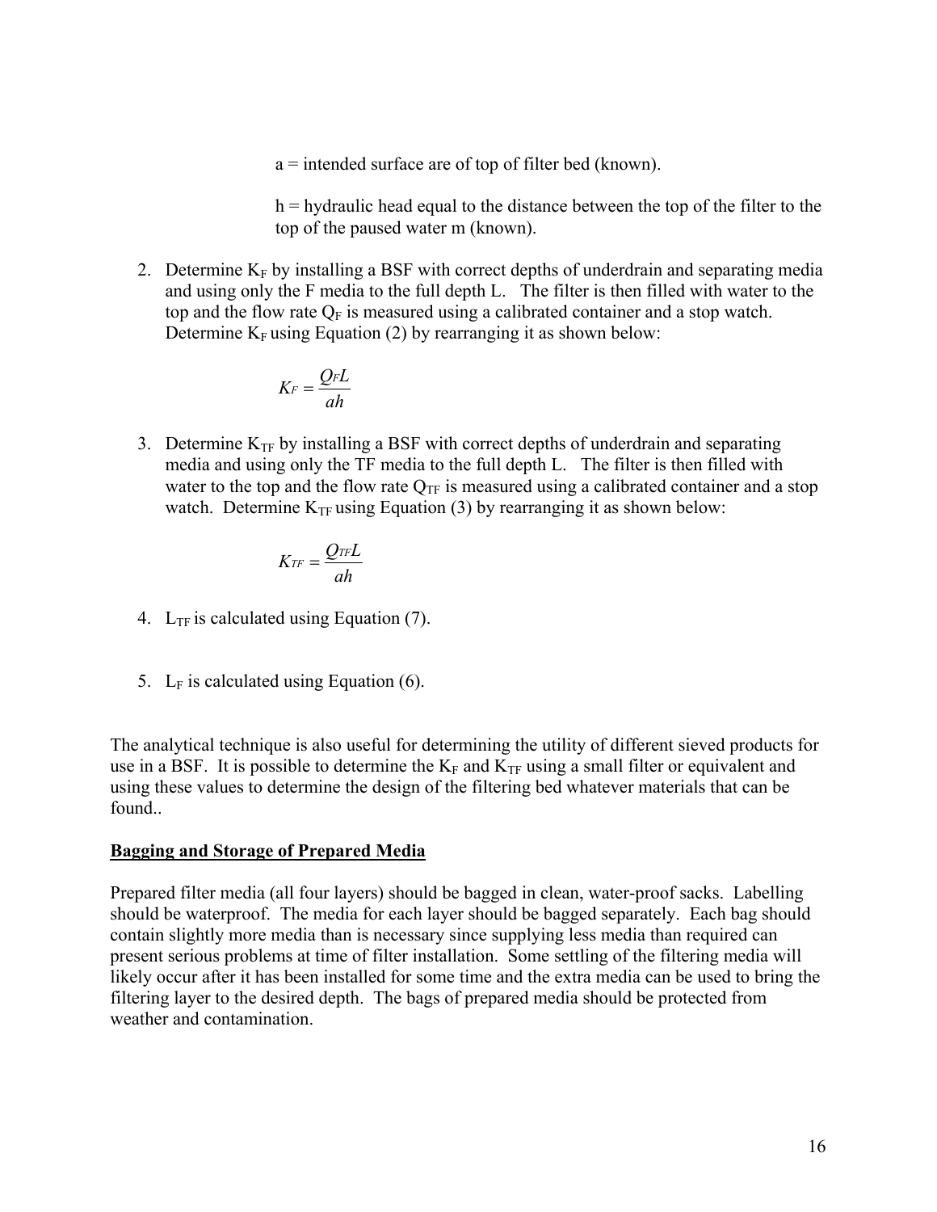a = intended surface are of top of filter bed (known).

h = hydraulic head equal to the distance between the top of the filter to the top of the paused water m (known).

2. Determine $K_F$ by installing a BSF with correct depths of underdrain and separating media and using only the F media to the full depth L. The filter is then filled with water to the top and the flow rate $Q_F$ is measured using a calibrated container and a stop watch. Determine $K_F$ using Equation (2) by rearranging it as shown below:

$$K_F = \frac{Q_F L}{ah}$$

3. Determine $K_{TF}$ by installing a BSF with correct depths of underdrain and separating media and using only the TF media to the full depth L. The filter is then filled with water to the top and the flow rate $Q_{TF}$ is measured using a calibrated container and a stop watch. Determine $K_{TF}$ using Equation (3) by rearranging it as shown below:

$$K_{TF} = \frac{Q_{TF} L}{ah}$$

4. $L_{TF}$ is calculated using Equation (7).

5. $L_F$ is calculated using Equation (6).

The analytical technique is also useful for determining the utility of different sieved products for use in a BSF. It is possible to determine the $K_F$ and $K_{TF}$ using a small filter or equivalent and using these values to determine the design of the filtering bed whatever materials that can be found..

## Bagging and Storage of Prepared Media

Prepared filter media (all four layers) should be bagged in clean, water-proof sacks. Labelling should be waterproof. The media for each layer should be bagged separately. Each bag should contain slightly more media than is necessary since supplying less media than required can present serious problems at time of filter installation. Some settling of the filtering media will likely occur after it has been installed for some time and the extra media can be used to bring the filtering layer to the desired depth. The bags of prepared media should be protected from weather and contamination.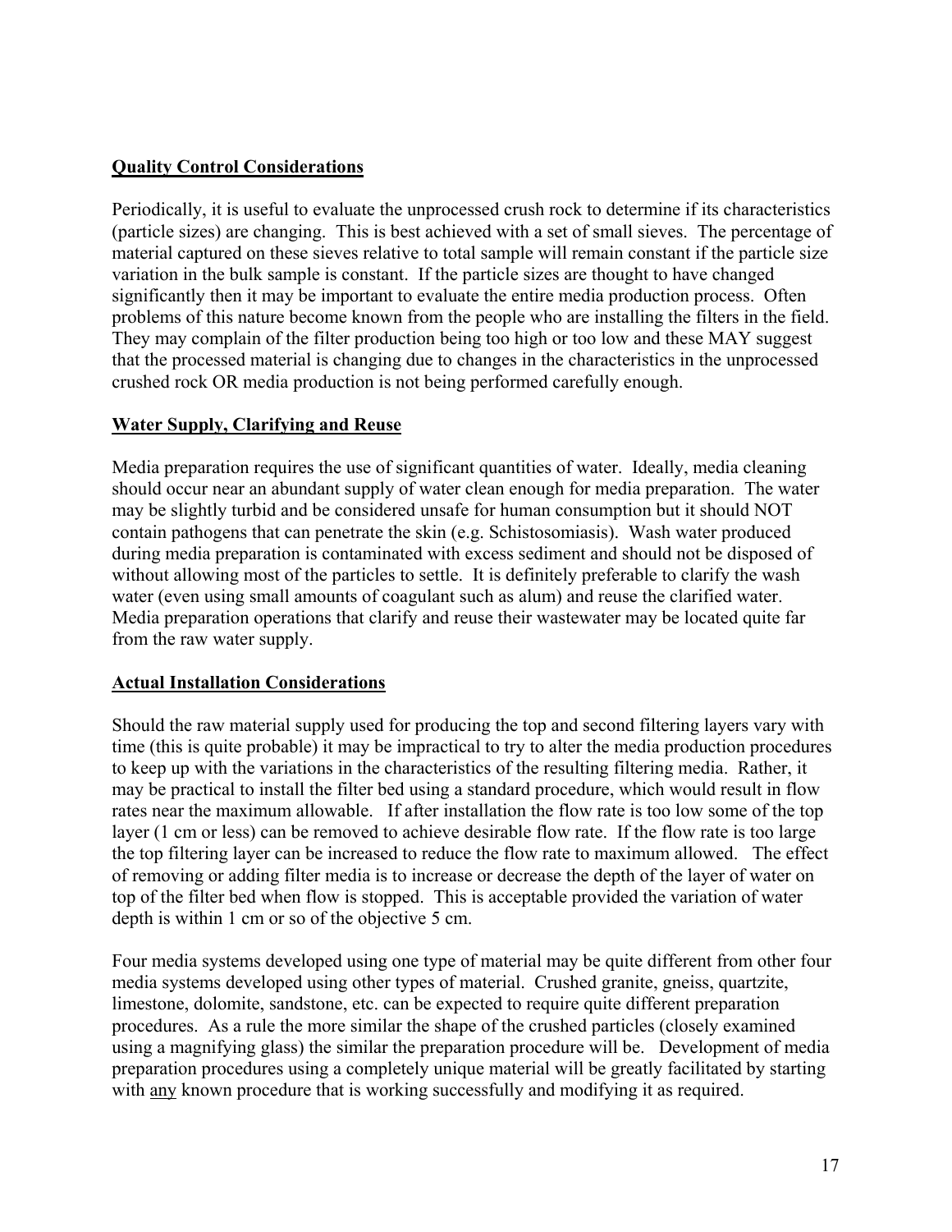## Quality Control Considerations

Periodically, it is useful to evaluate the unprocessed crush rock to determine if its characteristics (particle sizes) are changing. This is best achieved with a set of small sieves. The percentage of material captured on these sieves relative to total sample will remain constant if the particle size variation in the bulk sample is constant. If the particle sizes are thought to have changed significantly then it may be important to evaluate the entire media production process. Often problems of this nature become known from the people who are installing the filters in the field. They may complain of the filter production being too high or too low and these MAY suggest that the processed material is changing due to changes in the characteristics in the unprocessed crushed rock OR media production is not being performed carefully enough.

## Water Supply, Clarifying and Reuse

Media preparation requires the use of significant quantities of water. Ideally, media cleaning should occur near an abundant supply of water clean enough for media preparation. The water may be slightly turbid and be considered unsafe for human consumption but it should NOT contain pathogens that can penetrate the skin (e.g. Schistosomiasis). Wash water produced during media preparation is contaminated with excess sediment and should not be disposed of without allowing most of the particles to settle. It is definitely preferable to clarify the wash water (even using small amounts of coagulant such as alum) and reuse the clarified water. Media preparation operations that clarify and reuse their wastewater may be located quite far from the raw water supply.

## Actual Installation Considerations

Should the raw material supply used for producing the top and second filtering layers vary with time (this is quite probable) it may be impractical to try to alter the media production procedures to keep up with the variations in the characteristics of the resulting filtering media. Rather, it may be practical to install the filter bed using a standard procedure, which would result in flow rates near the maximum allowable. If after installation the flow rate is too low some of the top layer (1 cm or less) can be removed to achieve desirable flow rate. If the flow rate is too large the top filtering layer can be increased to reduce the flow rate to maximum allowed. The effect of removing or adding filter media is to increase or decrease the depth of the layer of water on top of the filter bed when flow is stopped. This is acceptable provided the variation of water depth is within 1 cm or so of the objective 5 cm.

Four media systems developed using one type of material may be quite different from other four media systems developed using other types of material. Crushed granite, gneiss, quartzite, limestone, dolomite, sandstone, etc. can be expected to require quite different preparation procedures. As a rule the more similar the shape of the crushed particles (closely examined using a magnifying glass) the similar the preparation procedure will be. Development of media preparation procedures using a completely unique material will be greatly facilitated by starting with <u>any</u> known procedure that is working successfully and modifying it as required.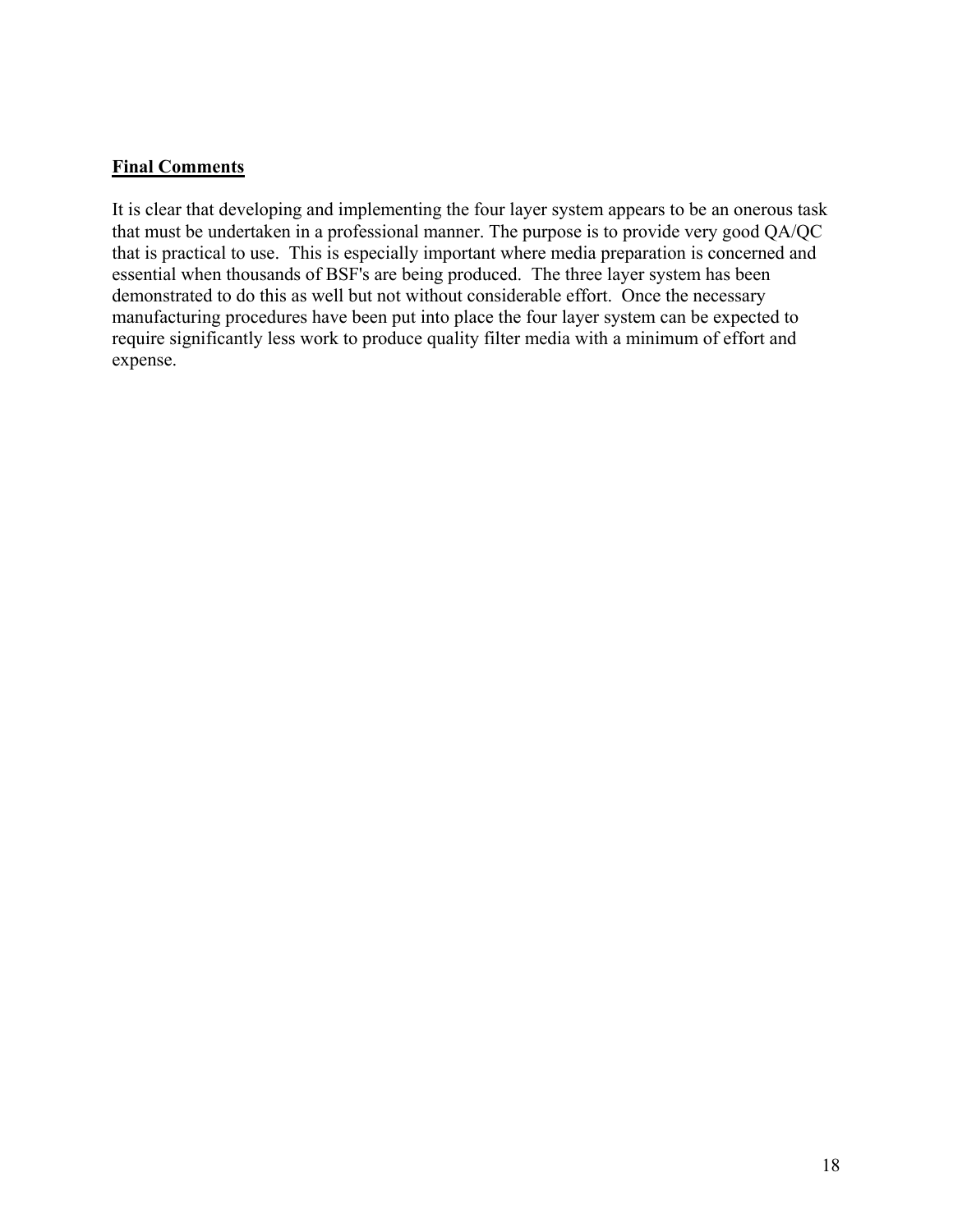## Final Comments

It is clear that developing and implementing the four layer system appears to be an onerous task that must be undertaken in a professional manner. The purpose is to provide very good QA/QC that is practical to use. This is especially important where media preparation is concerned and essential when thousands of BSF's are being produced. The three layer system has been demonstrated to do this as well but not without considerable effort. Once the necessary manufacturing procedures have been put into place the four layer system can be expected to require significantly less work to produce quality filter media with a minimum of effort and expense.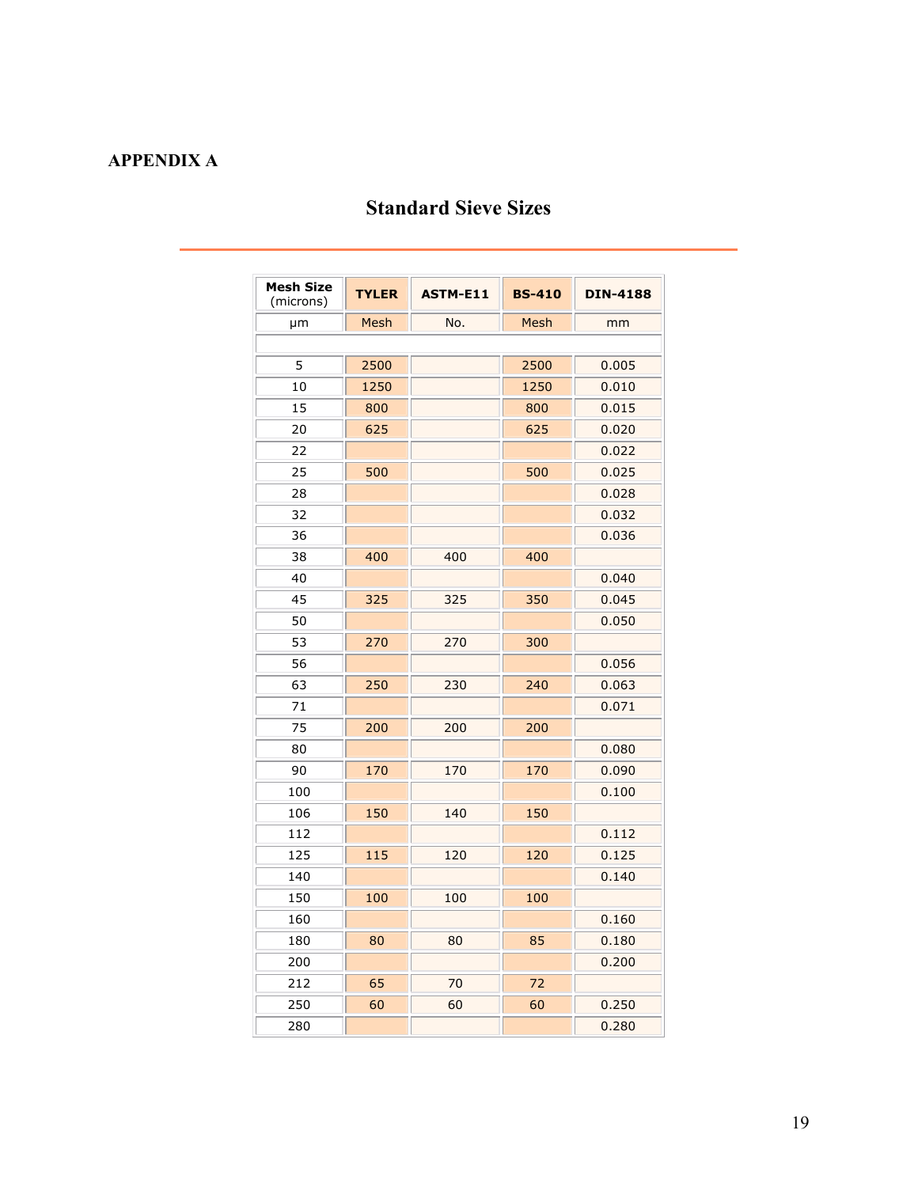**APPENDIX A**

## Standard Sieve Sizes

| Mesh Size (microns) | TYLER | ASTM-E11 | BS-410 | DIN-4188 |
|---|---|---|---|---|
| μm | Mesh | No. | Mesh | mm |
| | | | | |
| 5 | 2500 | | 2500 | 0.005 |
| 10 | 1250 | | 1250 | 0.010 |
| 15 | 800 | | 800 | 0.015 |
| 20 | 625 | | 625 | 0.020 |
| 22 | | | | 0.022 |
| 25 | 500 | | 500 | 0.025 |
| 28 | | | | 0.028 |
| 32 | | | | 0.032 |
| 36 | | | | 0.036 |
| 38 | 400 | 400 | 400 | |
| 40 | | | | 0.040 |
| 45 | 325 | 325 | 350 | 0.045 |
| 50 | | | | 0.050 |
| 53 | 270 | 270 | 300 | |
| 56 | | | | 0.056 |
| 63 | 250 | 230 | 240 | 0.063 |
| 71 | | | | 0.071 |
| 75 | 200 | 200 | 200 | |
| 80 | | | | 0.080 |
| 90 | 170 | 170 | 170 | 0.090 |
| 100 | | | | 0.100 |
| 106 | 150 | 140 | 150 | |
| 112 | | | | 0.112 |
| 125 | 115 | 120 | 120 | 0.125 |
| 140 | | | | 0.140 |
| 150 | 100 | 100 | 100 | |
| 160 | | | | 0.160 |
| 180 | 80 | 80 | 85 | 0.180 |
| 200 | | | | 0.200 |
| 212 | 65 | 70 | 72 | |
| 250 | 60 | 60 | 60 | 0.250 |
| 280 | | | | 0.280 |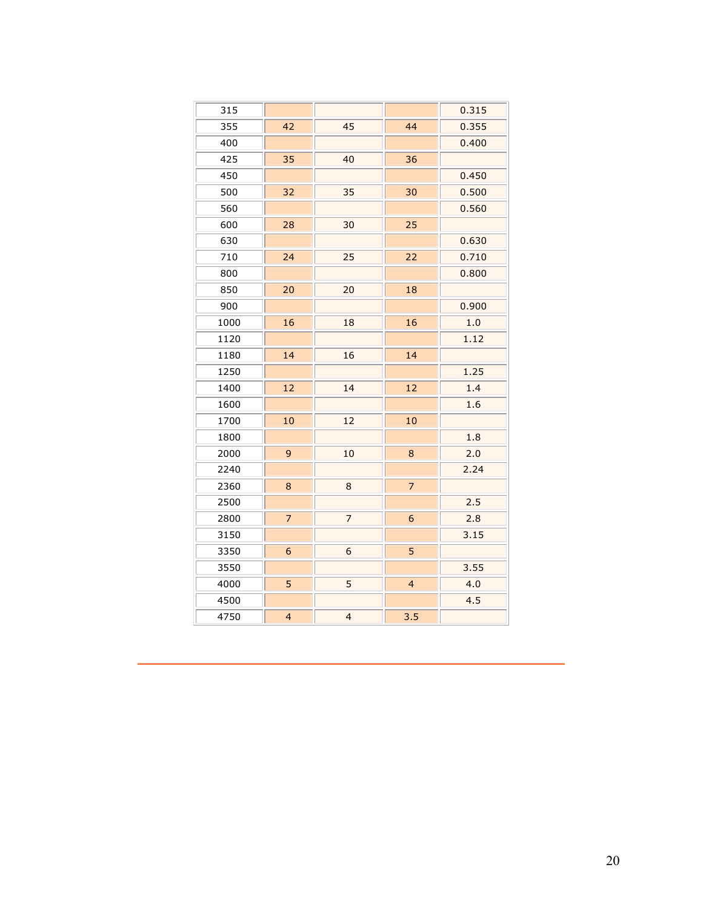| | | | | |
|---|---|---|---|---|
| 315 | | | | 0.315 |
| 355 | 42 | 45 | 44 | 0.355 |
| 400 | | | | 0.400 |
| 425 | 35 | 40 | 36 | |
| 450 | | | | 0.450 |
| 500 | 32 | 35 | 30 | 0.500 |
| 560 | | | | 0.560 |
| 600 | 28 | 30 | 25 | |
| 630 | | | | 0.630 |
| 710 | 24 | 25 | 22 | 0.710 |
| 800 | | | | 0.800 |
| 850 | 20 | 20 | 18 | |
| 900 | | | | 0.900 |
| 1000 | 16 | 18 | 16 | 1.0 |
| 1120 | | | | 1.12 |
| 1180 | 14 | 16 | 14 | |
| 1250 | | | | 1.25 |
| 1400 | 12 | 14 | 12 | 1.4 |
| 1600 | | | | 1.6 |
| 1700 | 10 | 12 | 10 | |
| 1800 | | | | 1.8 |
| 2000 | 9 | 10 | 8 | 2.0 |
| 2240 | | | | 2.24 |
| 2360 | 8 | 8 | 7 | |
| 2500 | | | | 2.5 |
| 2800 | 7 | 7 | 6 | 2.8 |
| 3150 | | | | 3.15 |
| 3350 | 6 | 6 | 5 | |
| 3550 | | | | 3.55 |
| 4000 | 5 | 5 | 4 | 4.0 |
| 4500 | | | | 4.5 |
| 4750 | 4 | 4 | 3.5 | |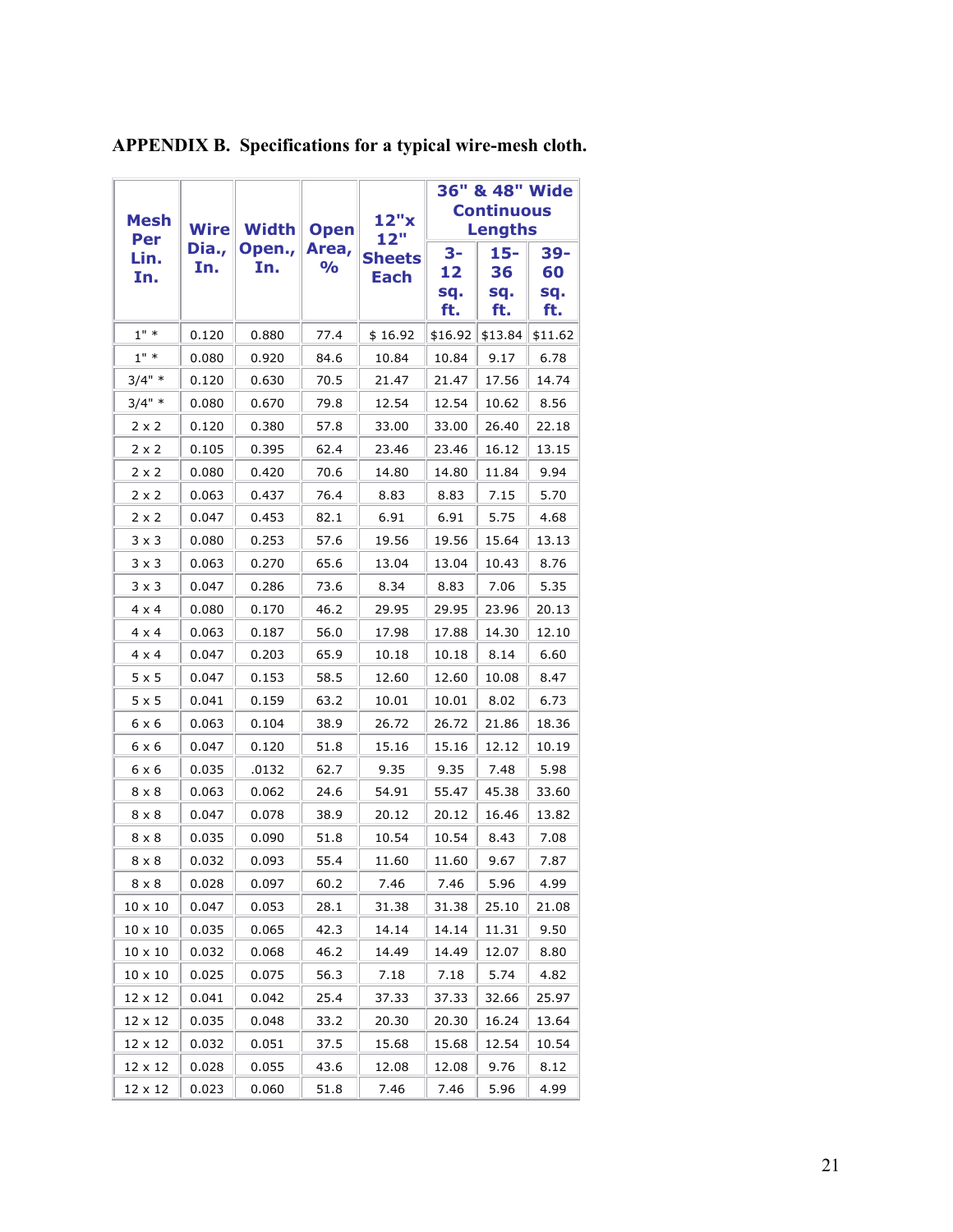**APPENDIX B. Specifications for a typical wire-mesh cloth.**

| Mesh Per Lin. In. | Wire Dia., In. | Width Open., In. | Open Area, % | 12"x 12" Sheets Each | 36" & 48" Wide Continuous Lengths | | |
|---|---|---|---|---|---|---|---|
| | | | | | 3-12 sq. ft. | 15-36 sq. ft. | 39-60 sq. ft. |
| 1" * | 0.120 | 0.880 | 77.4 | $ 16.92 | $16.92 | $13.84 | $11.62 |
| 1" * | 0.080 | 0.920 | 84.6 | 10.84 | 10.84 | 9.17 | 6.78 |
| 3/4" * | 0.120 | 0.630 | 70.5 | 21.47 | 21.47 | 17.56 | 14.74 |
| 3/4" * | 0.080 | 0.670 | 79.8 | 12.54 | 12.54 | 10.62 | 8.56 |
| 2 x 2 | 0.120 | 0.380 | 57.8 | 33.00 | 33.00 | 26.40 | 22.18 |
| 2 x 2 | 0.105 | 0.395 | 62.4 | 23.46 | 23.46 | 16.12 | 13.15 |
| 2 x 2 | 0.080 | 0.420 | 70.6 | 14.80 | 14.80 | 11.84 | 9.94 |
| 2 x 2 | 0.063 | 0.437 | 76.4 | 8.83 | 8.83 | 7.15 | 5.70 |
| 2 x 2 | 0.047 | 0.453 | 82.1 | 6.91 | 6.91 | 5.75 | 4.68 |
| 3 x 3 | 0.080 | 0.253 | 57.6 | 19.56 | 19.56 | 15.64 | 13.13 |
| 3 x 3 | 0.063 | 0.270 | 65.6 | 13.04 | 13.04 | 10.43 | 8.76 |
| 3 x 3 | 0.047 | 0.286 | 73.6 | 8.34 | 8.83 | 7.06 | 5.35 |
| 4 x 4 | 0.080 | 0.170 | 46.2 | 29.95 | 29.95 | 23.96 | 20.13 |
| 4 x 4 | 0.063 | 0.187 | 56.0 | 17.98 | 17.88 | 14.30 | 12.10 |
| 4 x 4 | 0.047 | 0.203 | 65.9 | 10.18 | 10.18 | 8.14 | 6.60 |
| 5 x 5 | 0.047 | 0.153 | 58.5 | 12.60 | 12.60 | 10.08 | 8.47 |
| 5 x 5 | 0.041 | 0.159 | 63.2 | 10.01 | 10.01 | 8.02 | 6.73 |
| 6 x 6 | 0.063 | 0.104 | 38.9 | 26.72 | 26.72 | 21.86 | 18.36 |
| 6 x 6 | 0.047 | 0.120 | 51.8 | 15.16 | 15.16 | 12.12 | 10.19 |
| 6 x 6 | 0.035 | .0132 | 62.7 | 9.35 | 9.35 | 7.48 | 5.98 |
| 8 x 8 | 0.063 | 0.062 | 24.6 | 54.91 | 55.47 | 45.38 | 33.60 |
| 8 x 8 | 0.047 | 0.078 | 38.9 | 20.12 | 20.12 | 16.46 | 13.82 |
| 8 x 8 | 0.035 | 0.090 | 51.8 | 10.54 | 10.54 | 8.43 | 7.08 |
| 8 x 8 | 0.032 | 0.093 | 55.4 | 11.60 | 11.60 | 9.67 | 7.87 |
| 8 x 8 | 0.028 | 0.097 | 60.2 | 7.46 | 7.46 | 5.96 | 4.99 |
| 10 x 10 | 0.047 | 0.053 | 28.1 | 31.38 | 31.38 | 25.10 | 21.08 |
| 10 x 10 | 0.035 | 0.065 | 42.3 | 14.14 | 14.14 | 11.31 | 9.50 |
| 10 x 10 | 0.032 | 0.068 | 46.2 | 14.49 | 14.49 | 12.07 | 8.80 |
| 10 x 10 | 0.025 | 0.075 | 56.3 | 7.18 | 7.18 | 5.74 | 4.82 |
| 12 x 12 | 0.041 | 0.042 | 25.4 | 37.33 | 37.33 | 32.66 | 25.97 |
| 12 x 12 | 0.035 | 0.048 | 33.2 | 20.30 | 20.30 | 16.24 | 13.64 |
| 12 x 12 | 0.032 | 0.051 | 37.5 | 15.68 | 15.68 | 12.54 | 10.54 |
| 12 x 12 | 0.028 | 0.055 | 43.6 | 12.08 | 12.08 | 9.76 | 8.12 |
| 12 x 12 | 0.023 | 0.060 | 51.8 | 7.46 | 7.46 | 5.96 | 4.99 |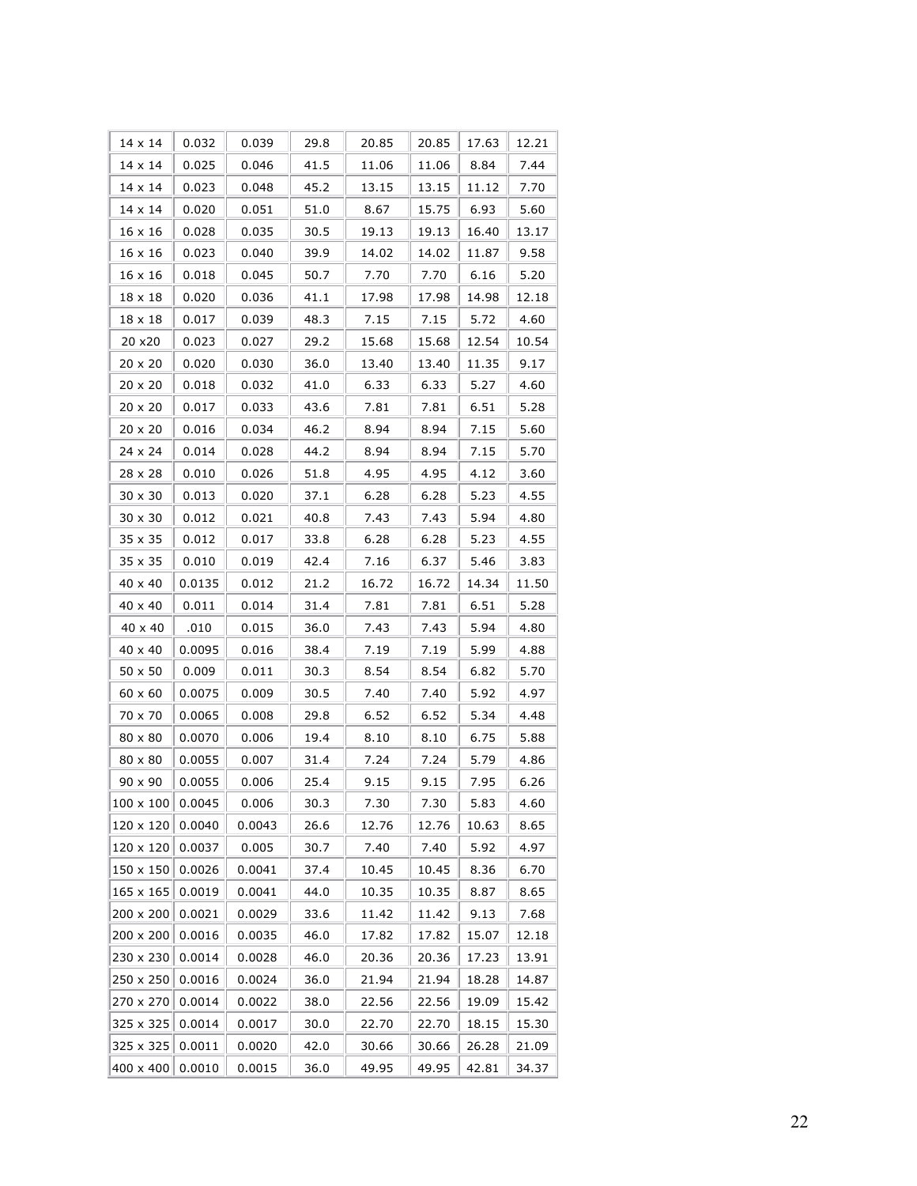| 14 x 14 | 0.032 | 0.039 | 29.8 | 20.85 | 20.85 | 17.63 | 12.21 |
|---|---|---|---|---|---|---|---|
| 14 x 14 | 0.025 | 0.046 | 41.5 | 11.06 | 11.06 | 8.84 | 7.44 |
| 14 x 14 | 0.023 | 0.048 | 45.2 | 13.15 | 13.15 | 11.12 | 7.70 |
| 14 x 14 | 0.020 | 0.051 | 51.0 | 8.67 | 15.75 | 6.93 | 5.60 |
| 16 x 16 | 0.028 | 0.035 | 30.5 | 19.13 | 19.13 | 16.40 | 13.17 |
| 16 x 16 | 0.023 | 0.040 | 39.9 | 14.02 | 14.02 | 11.87 | 9.58 |
| 16 x 16 | 0.018 | 0.045 | 50.7 | 7.70 | 7.70 | 6.16 | 5.20 |
| 18 x 18 | 0.020 | 0.036 | 41.1 | 17.98 | 17.98 | 14.98 | 12.18 |
| 18 x 18 | 0.017 | 0.039 | 48.3 | 7.15 | 7.15 | 5.72 | 4.60 |
| 20 x20 | 0.023 | 0.027 | 29.2 | 15.68 | 15.68 | 12.54 | 10.54 |
| 20 x 20 | 0.020 | 0.030 | 36.0 | 13.40 | 13.40 | 11.35 | 9.17 |
| 20 x 20 | 0.018 | 0.032 | 41.0 | 6.33 | 6.33 | 5.27 | 4.60 |
| 20 x 20 | 0.017 | 0.033 | 43.6 | 7.81 | 7.81 | 6.51 | 5.28 |
| 20 x 20 | 0.016 | 0.034 | 46.2 | 8.94 | 8.94 | 7.15 | 5.60 |
| 24 x 24 | 0.014 | 0.028 | 44.2 | 8.94 | 8.94 | 7.15 | 5.70 |
| 28 x 28 | 0.010 | 0.026 | 51.8 | 4.95 | 4.95 | 4.12 | 3.60 |
| 30 x 30 | 0.013 | 0.020 | 37.1 | 6.28 | 6.28 | 5.23 | 4.55 |
| 30 x 30 | 0.012 | 0.021 | 40.8 | 7.43 | 7.43 | 5.94 | 4.80 |
| 35 x 35 | 0.012 | 0.017 | 33.8 | 6.28 | 6.28 | 5.23 | 4.55 |
| 35 x 35 | 0.010 | 0.019 | 42.4 | 7.16 | 6.37 | 5.46 | 3.83 |
| 40 x 40 | 0.0135 | 0.012 | 21.2 | 16.72 | 16.72 | 14.34 | 11.50 |
| 40 x 40 | 0.011 | 0.014 | 31.4 | 7.81 | 7.81 | 6.51 | 5.28 |
| 40 x 40 | .010 | 0.015 | 36.0 | 7.43 | 7.43 | 5.94 | 4.80 |
| 40 x 40 | 0.0095 | 0.016 | 38.4 | 7.19 | 7.19 | 5.99 | 4.88 |
| 50 x 50 | 0.009 | 0.011 | 30.3 | 8.54 | 8.54 | 6.82 | 5.70 |
| 60 x 60 | 0.0075 | 0.009 | 30.5 | 7.40 | 7.40 | 5.92 | 4.97 |
| 70 x 70 | 0.0065 | 0.008 | 29.8 | 6.52 | 6.52 | 5.34 | 4.48 |
| 80 x 80 | 0.0070 | 0.006 | 19.4 | 8.10 | 8.10 | 6.75 | 5.88 |
| 80 x 80 | 0.0055 | 0.007 | 31.4 | 7.24 | 7.24 | 5.79 | 4.86 |
| 90 x 90 | 0.0055 | 0.006 | 25.4 | 9.15 | 9.15 | 7.95 | 6.26 |
| 100 x 100 | 0.0045 | 0.006 | 30.3 | 7.30 | 7.30 | 5.83 | 4.60 |
| 120 x 120 | 0.0040 | 0.0043 | 26.6 | 12.76 | 12.76 | 10.63 | 8.65 |
| 120 x 120 | 0.0037 | 0.005 | 30.7 | 7.40 | 7.40 | 5.92 | 4.97 |
| 150 x 150 | 0.0026 | 0.0041 | 37.4 | 10.45 | 10.45 | 8.36 | 6.70 |
| 165 x 165 | 0.0019 | 0.0041 | 44.0 | 10.35 | 10.35 | 8.87 | 8.65 |
| 200 x 200 | 0.0021 | 0.0029 | 33.6 | 11.42 | 11.42 | 9.13 | 7.68 |
| 200 x 200 | 0.0016 | 0.0035 | 46.0 | 17.82 | 17.82 | 15.07 | 12.18 |
| 230 x 230 | 0.0014 | 0.0028 | 46.0 | 20.36 | 20.36 | 17.23 | 13.91 |
| 250 x 250 | 0.0016 | 0.0024 | 36.0 | 21.94 | 21.94 | 18.28 | 14.87 |
| 270 x 270 | 0.0014 | 0.0022 | 38.0 | 22.56 | 22.56 | 19.09 | 15.42 |
| 325 x 325 | 0.0014 | 0.0017 | 30.0 | 22.70 | 22.70 | 18.15 | 15.30 |
| 325 x 325 | 0.0011 | 0.0020 | 42.0 | 30.66 | 30.66 | 26.28 | 21.09 |
| 400 x 400 | 0.0010 | 0.0015 | 36.0 | 49.95 | 49.95 | 42.81 | 34.37 |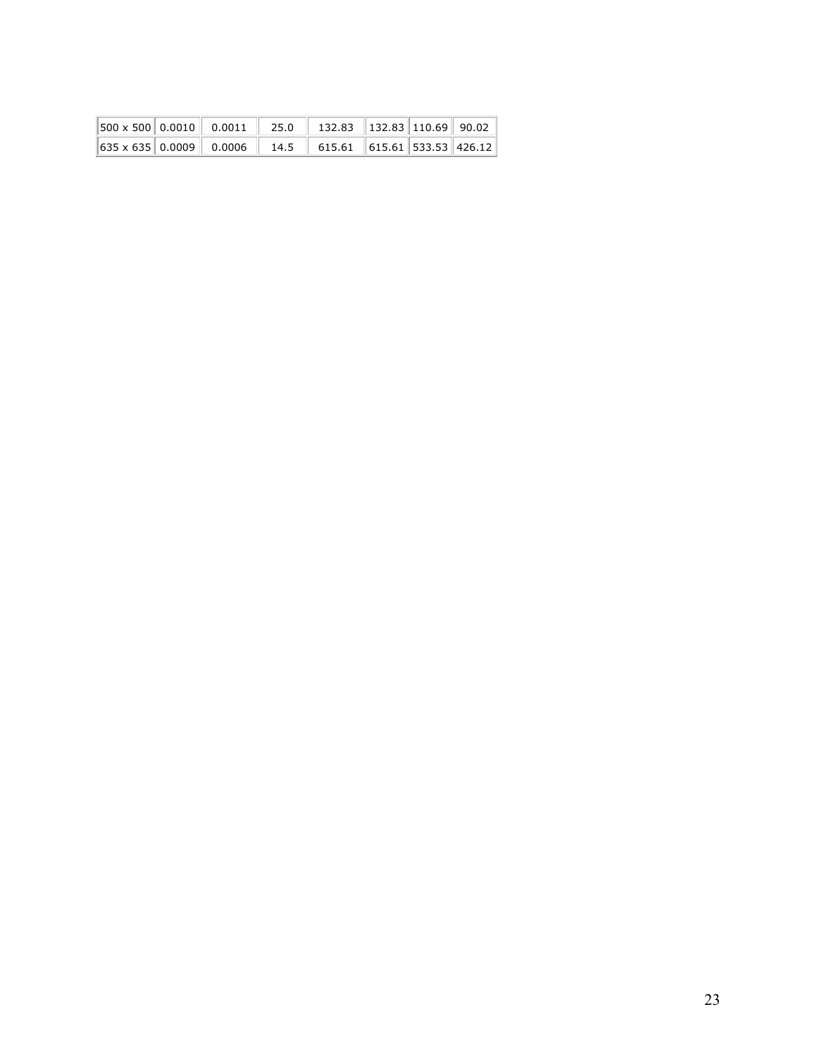| | | | | | | | |
|---|---|---|---|---|---|---|---|
| 500 x 500 | 0.0010 | 0.0011 | 25.0 | 132.83 | 132.83 | 110.69 | 90.02 |
| 635 x 635 | 0.0009 | 0.0006 | 14.5 | 615.61 | 615.61 | 533.53 | 426.12 |